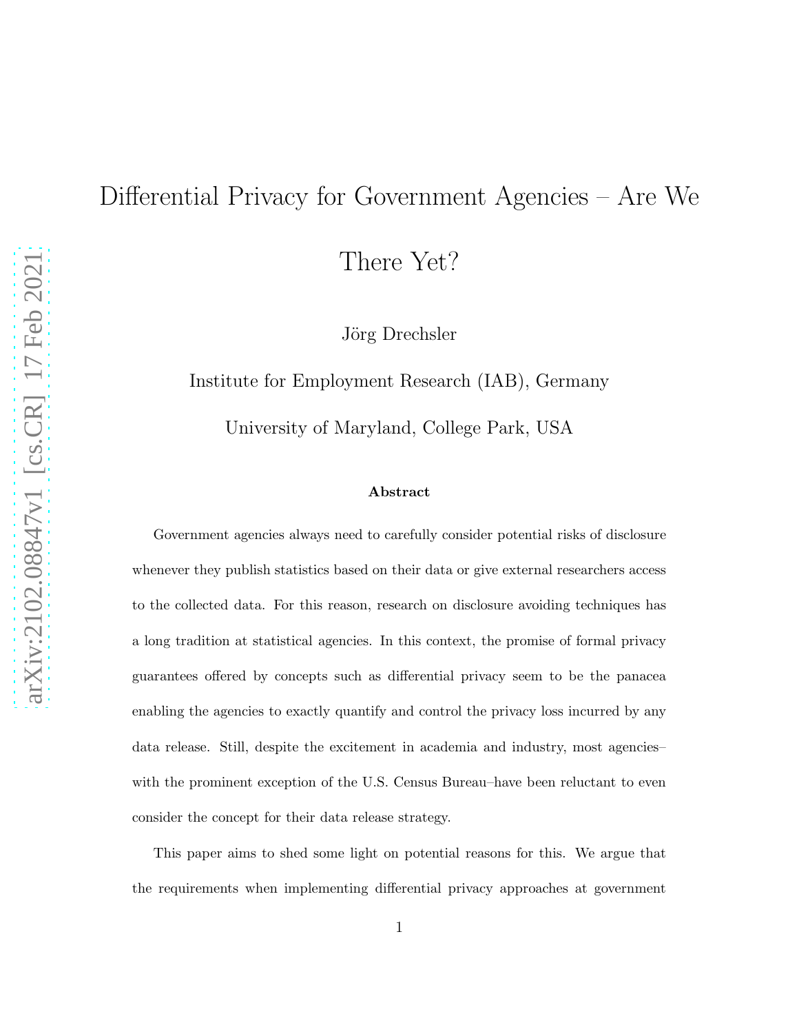# Differential Privacy for Government Agencies – Are We There Yet?

Jörg Drechsler

Institute for Employment Research (IAB), Germany

University of Maryland, College Park, USA

### Abstract

Government agencies always need to carefully consider potential risks of disclosure whenever they publish statistics based on their data or give external researchers access to the collected data. For this reason, research on disclosure avoiding techniques has a long tradition at statistical agencies. In this context, the promise of formal privacy guarantees offered by concepts such as differential privacy seem to be the panacea enabling the agencies to exactly quantify and control the privacy loss incurred by any data release. Still, despite the excitement in academia and industry, most agencies–with the prominent exception of the U.S. Census Bureau–have been reluctant to even consider the concept for their data release strategy.

This paper aims to shed some light on potential reasons for this. We argue that the requirements when implementing differential privacy approaches at government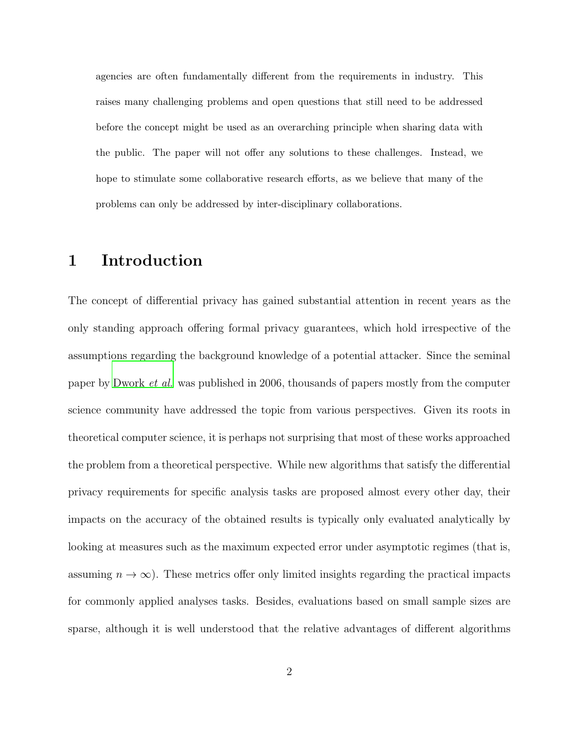agencies are often fundamentally different from the requirements in industry. This raises many challenging problems and open questions that still need to be addressed before the concept might be used as an overarching principle when sharing data with the public. The paper will not offer any solutions to these challenges. Instead, we hope to stimulate some collaborative research efforts, as we believe that many of the problems can only be addressed by inter-disciplinary collaborations.

# 1 Introduction

The concept of differential privacy has gained substantial attention in recent years as the only standing approach offering formal privacy guarantees, which hold irrespective of the assumptions regarding the background knowledge of a potential attacker. Since the seminal paper by Dwork *et al.* was published in 2006, thousands of papers mostly from the computer science community have addressed the topic from various perspectives. Given its roots in theoretical computer science, it is perhaps not surprising that most of these works approached the problem from a theoretical perspective. While new algorithms that satisfy the differential privacy requirements for specific analysis tasks are proposed almost every other day, their impacts on the accuracy of the obtained results is typically only evaluated analytically by looking at measures such as the maximum expected error under asymptotic regimes (that is, assuming $n \to \infty$). These metrics offer only limited insights regarding the practical impacts for commonly applied analyses tasks. Besides, evaluations based on small sample sizes are sparse, although it is well understood that the relative advantages of different algorithms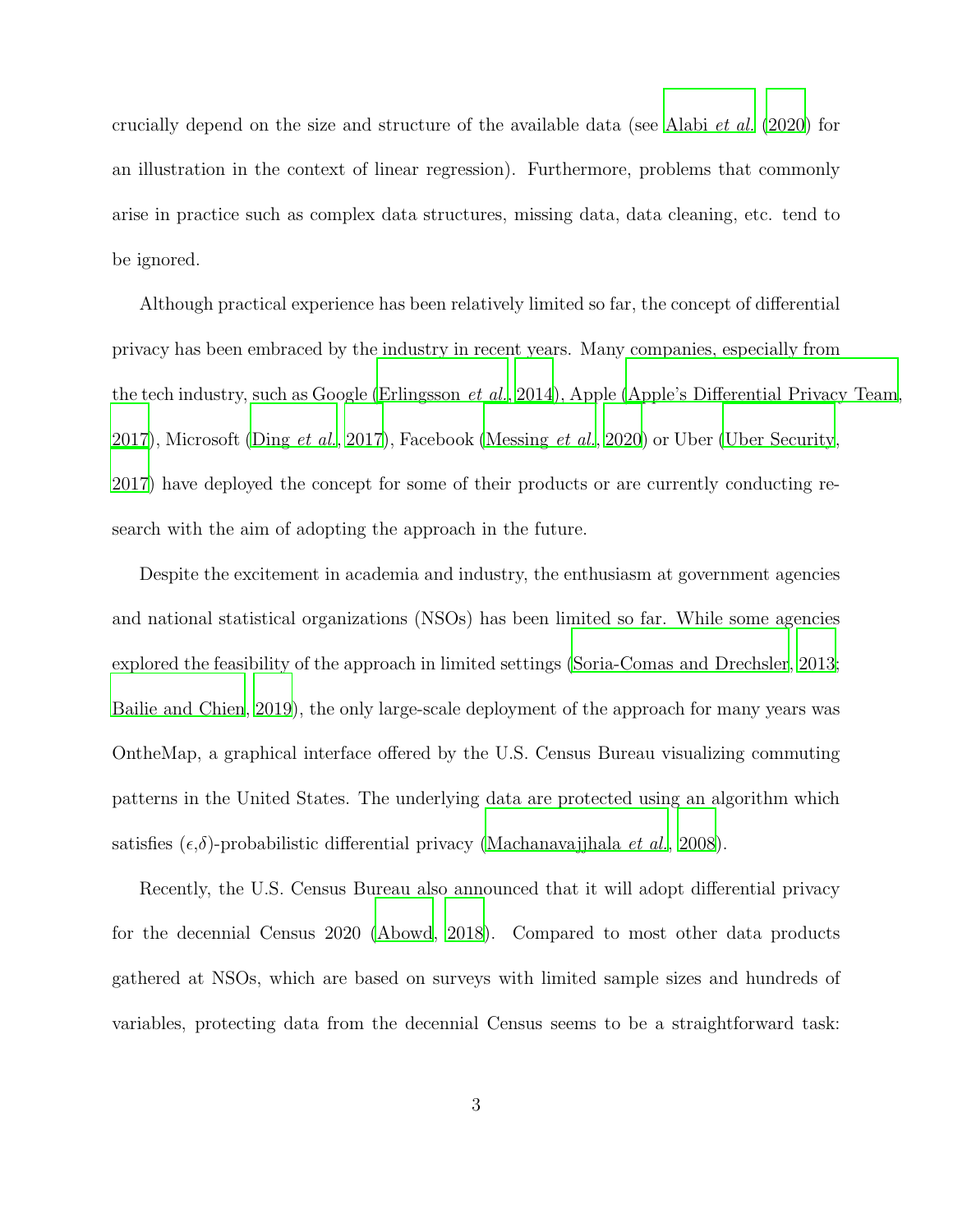crucially depend on the size and structure of the available data (see Alabi *et al.* (2020) for an illustration in the context of linear regression). Furthermore, problems that commonly arise in practice such as complex data structures, missing data, data cleaning, etc. tend to be ignored.

Although practical experience has been relatively limited so far, the concept of differential privacy has been embraced by the industry in recent years. Many companies, especially from the tech industry, such as Google (Erlingsson *et al.*, 2014), Apple (Apple's Differential Privacy Team, 2017), Microsoft (Ding *et al.*, 2017), Facebook (Messing *et al.*, 2020) or Uber (Uber Security, 2017) have deployed the concept for some of their products or are currently conducting research with the aim of adopting the approach in the future.

Despite the excitement in academia and industry, the enthusiasm at government agencies and national statistical organizations (NSOs) has been limited so far. While some agencies explored the feasibility of the approach in limited settings (Soria-Comas and Drechsler, 2013; Bailie and Chien, 2019), the only large-scale deployment of the approach for many years was OnTheMap, a graphical interface offered by the U.S. Census Bureau visualizing commuting patterns in the United States. The underlying data are protected using an algorithm which satisfies ($\epsilon$,$\delta$)-probabilistic differential privacy (Machanavajjhala *et al.*, 2008).

Recently, the U.S. Census Bureau also announced that it will adopt differential privacy for the decennial Census 2020 (Abowd, 2018). Compared to most other data products gathered at NSOs, which are based on surveys with limited sample sizes and hundreds of variables, protecting data from the decennial Census seems to be a straightforward task: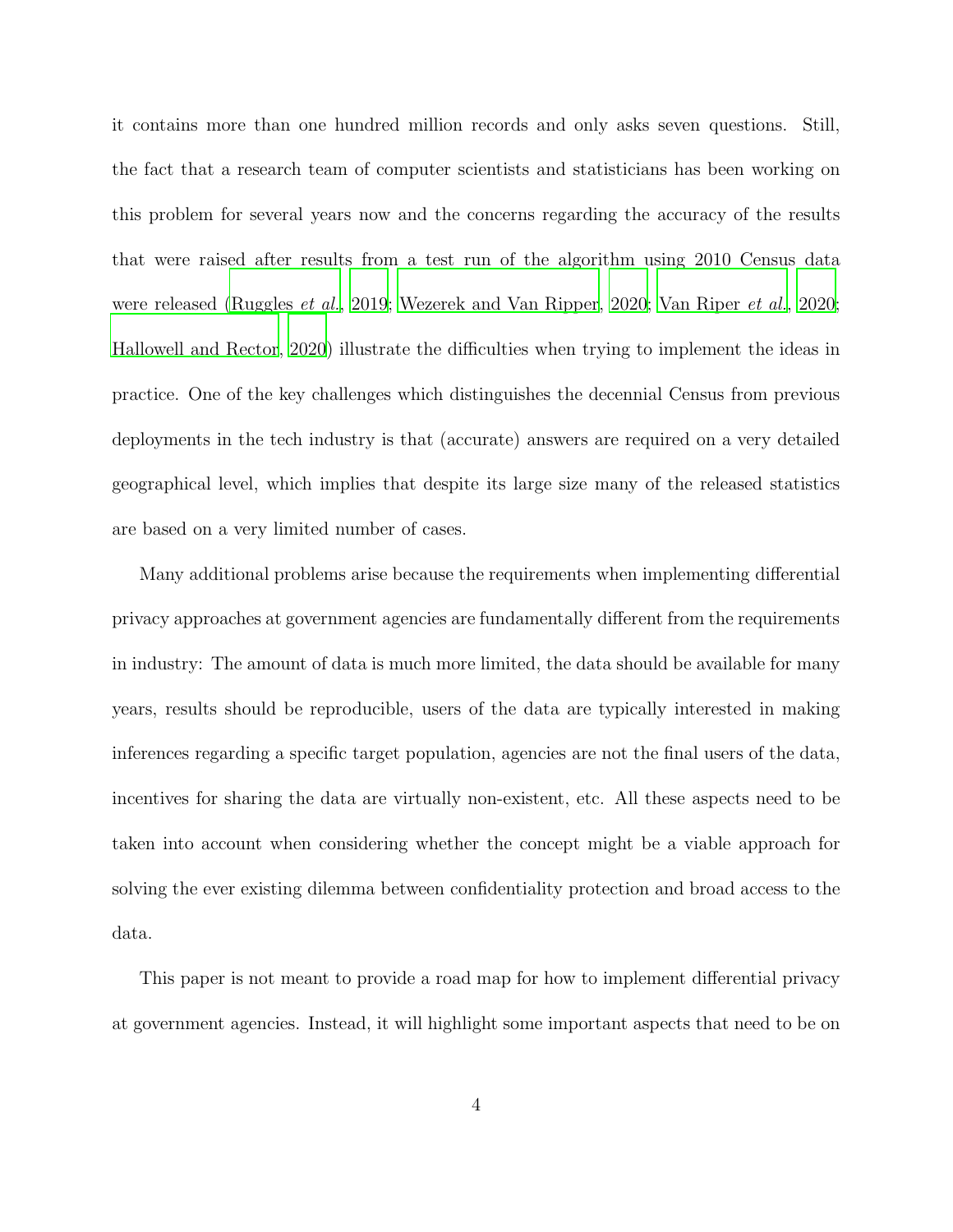it contains more than one hundred million records and only asks seven questions. Still, the fact that a research team of computer scientists and statisticians has been working on this problem for several years now and the concerns regarding the accuracy of the results that were raised after results from a test run of the algorithm using 2010 Census data were released (Ruggles *et al.*, 2019; Wezerek and Van Ripper, 2020; Van Riper *et al.*, 2020; Hallowell and Rector, 2020) illustrate the difficulties when trying to implement the ideas in practice. One of the key challenges which distinguishes the decennial Census from previous deployments in the tech industry is that (accurate) answers are required on a very detailed geographical level, which implies that despite its large size many of the released statistics are based on a very limited number of cases.

Many additional problems arise because the requirements when implementing differential privacy approaches at government agencies are fundamentally different from the requirements in industry: The amount of data is much more limited, the data should be available for many years, results should be reproducible, users of the data are typically interested in making inferences regarding a specific target population, agencies are not the final users of the data, incentives for sharing the data are virtually non-existent, etc. All these aspects need to be taken into account when considering whether the concept might be a viable approach for solving the ever existing dilemma between confidentiality protection and broad access to the data.

This paper is not meant to provide a road map for how to implement differential privacy at government agencies. Instead, it will highlight some important aspects that need to be on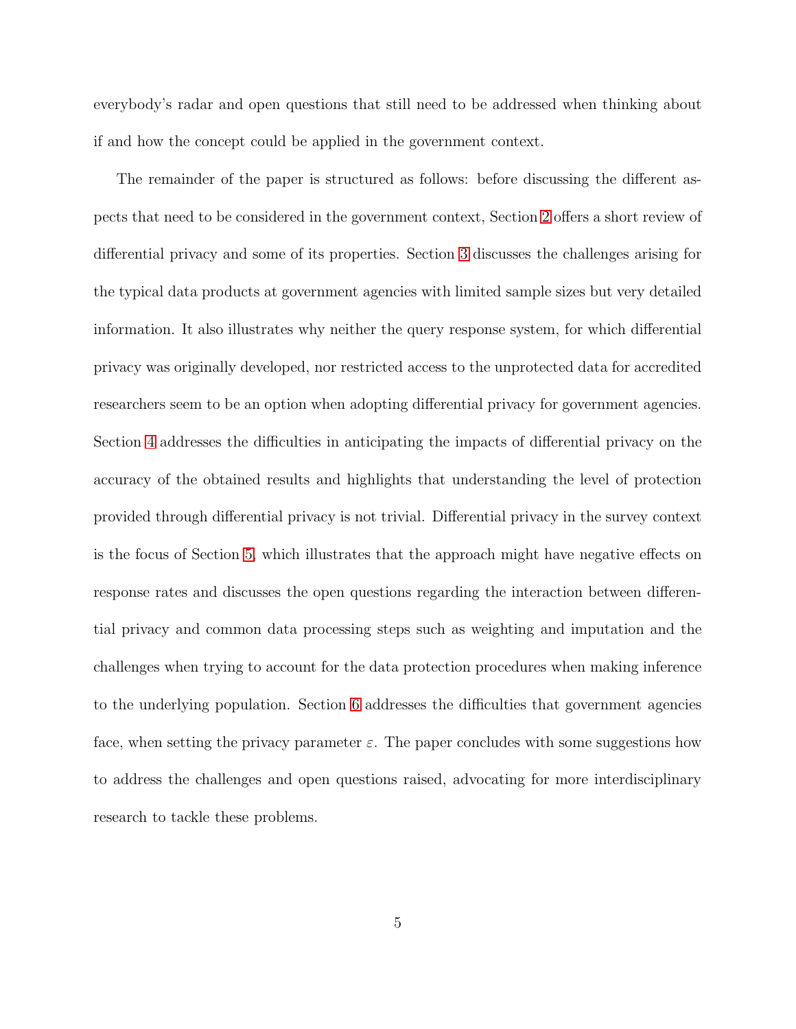everybody's radar and open questions that still need to be addressed when thinking about if and how the concept could be applied in the government context.

The remainder of the paper is structured as follows: before discussing the different aspects that need to be considered in the government context, Section 2 offers a short review of differential privacy and some of its properties. Section 3 discusses the challenges arising for the typical data products at government agencies with limited sample sizes but very detailed information. It also illustrates why neither the query response system, for which differential privacy was originally developed, nor restricted access to the unprotected data for accredited researchers seem to be an option when adopting differential privacy for government agencies. Section 4 addresses the difficulties in anticipating the impacts of differential privacy on the accuracy of the obtained results and highlights that understanding the level of protection provided through differential privacy is not trivial. Differential privacy in the survey context is the focus of Section 5, which illustrates that the approach might have negative effects on response rates and discusses the open questions regarding the interaction between differential privacy and common data processing steps such as weighting and imputation and the challenges when trying to account for the data protection procedures when making inference to the underlying population. Section 6 addresses the difficulties that government agencies face, when setting the privacy parameter $\varepsilon$. The paper concludes with some suggestions how to address the challenges and open questions raised, advocating for more interdisciplinary research to tackle these problems.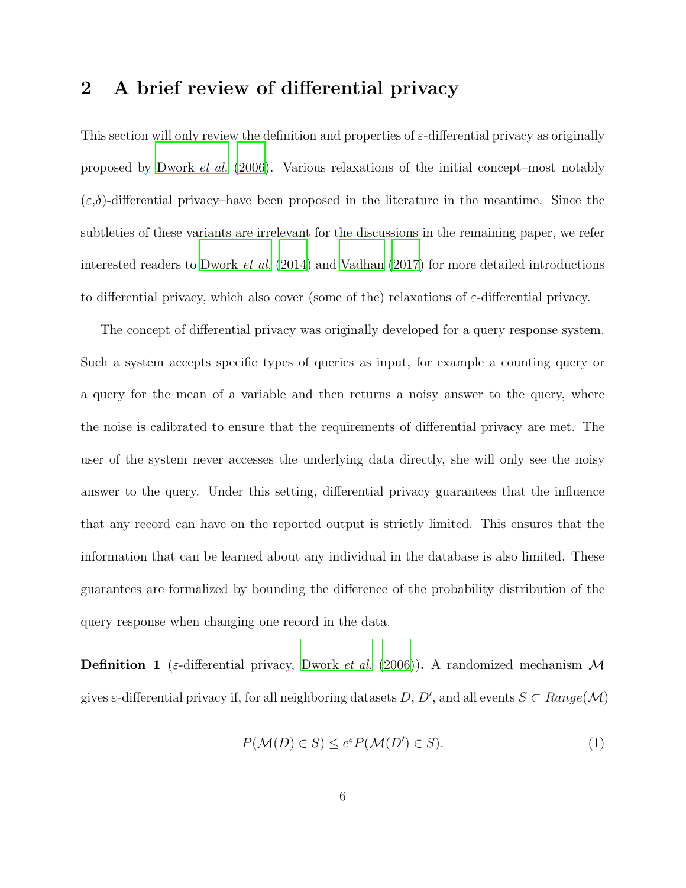## 2 A brief review of differential privacy

This section will only review the definition and properties of $\varepsilon$-differential privacy as originally proposed by Dwork *et al.* (2006). Various relaxations of the initial concept–most notably ($\varepsilon$,$\delta$)-differential privacy–have been proposed in the literature in the meantime. Since the subtleties of these variants are irrelevant for the discussions in the remaining paper, we refer interested readers to Dwork *et al.* (2014) and Vadhan (2017) for more detailed introductions to differential privacy, which also cover (some of the) relaxations of $\varepsilon$-differential privacy.

The concept of differential privacy was originally developed for a query response system. Such a system accepts specific types of queries as input, for example a counting query or a query for the mean of a variable and then returns a noisy answer to the query, where the noise is calibrated to ensure that the requirements of differential privacy are met. The user of the system never accesses the underlying data directly, she will only see the noisy answer to the query. Under this setting, differential privacy guarantees that the influence that any record can have on the reported output is strictly limited. This ensures that the information that can be learned about any individual in the database is also limited. These guarantees are formalized by bounding the difference of the probability distribution of the query response when changing one record in the data.

**Definition 1** ($\varepsilon$-differential privacy, Dwork *et al.* (2006))**.** A randomized mechanism $\mathcal{M}$ gives $\varepsilon$-differential privacy if, for all neighboring datasets $D$, $D'$, and all events $S \subset Range(\mathcal{M})$

$$P(\mathcal{M}(D) \in S) \leq e^{\varepsilon} P(\mathcal{M}(D') \in S). \tag{1}$$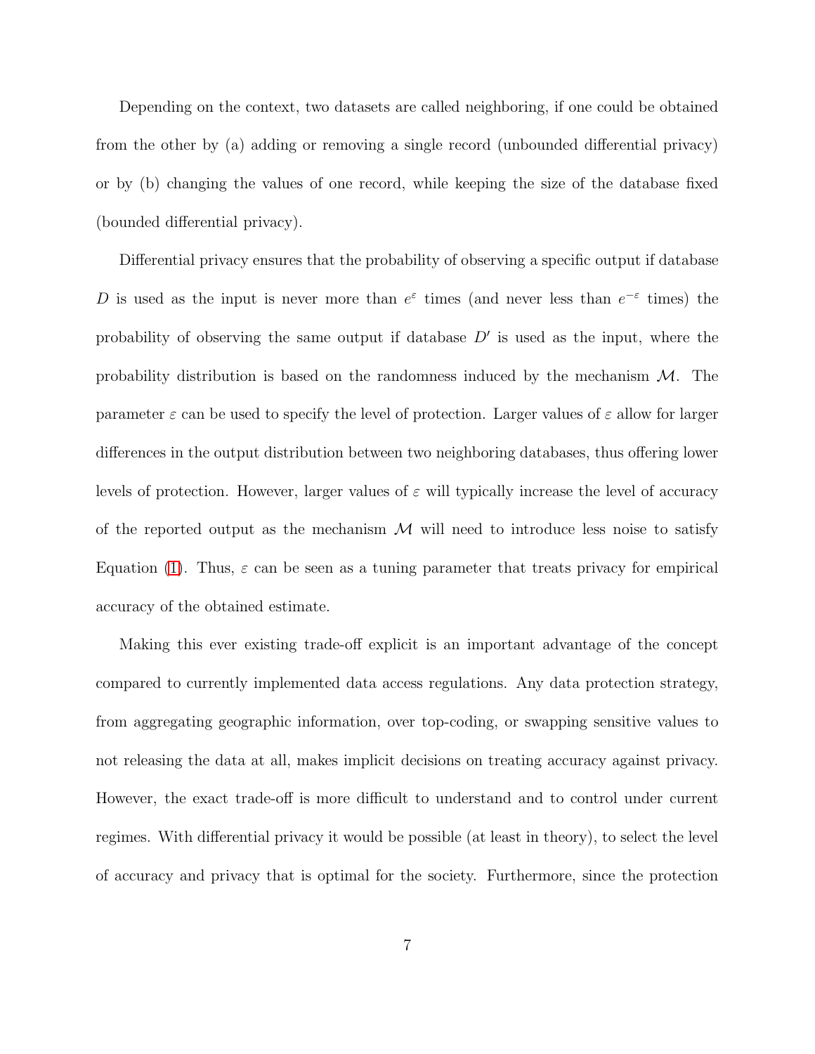Depending on the context, two datasets are called neighboring, if one could be obtained from the other by (a) adding or removing a single record (unbounded differential privacy) or by (b) changing the values of one record, while keeping the size of the database fixed (bounded differential privacy).

Differential privacy ensures that the probability of observing a specific output if database $D$ is used as the input is never more than $e^{\varepsilon}$ times (and never less than $e^{-\varepsilon}$ times) the probability of observing the same output if database $D'$ is used as the input, where the probability distribution is based on the randomness induced by the mechanism $\mathcal{M}$. The parameter $\varepsilon$ can be used to specify the level of protection. Larger values of $\varepsilon$ allow for larger differences in the output distribution between two neighboring databases, thus offering lower levels of protection. However, larger values of $\varepsilon$ will typically increase the level of accuracy of the reported output as the mechanism $\mathcal{M}$ will need to introduce less noise to satisfy Equation (1). Thus, $\varepsilon$ can be seen as a tuning parameter that treats privacy for empirical accuracy of the obtained estimate.

Making this ever existing trade-off explicit is an important advantage of the concept compared to currently implemented data access regulations. Any data protection strategy, from aggregating geographic information, over top-coding, or swapping sensitive values to not releasing the data at all, makes implicit decisions on treating accuracy against privacy. However, the exact trade-off is more difficult to understand and to control under current regimes. With differential privacy it would be possible (at least in theory), to select the level of accuracy and privacy that is optimal for the society. Furthermore, since the protection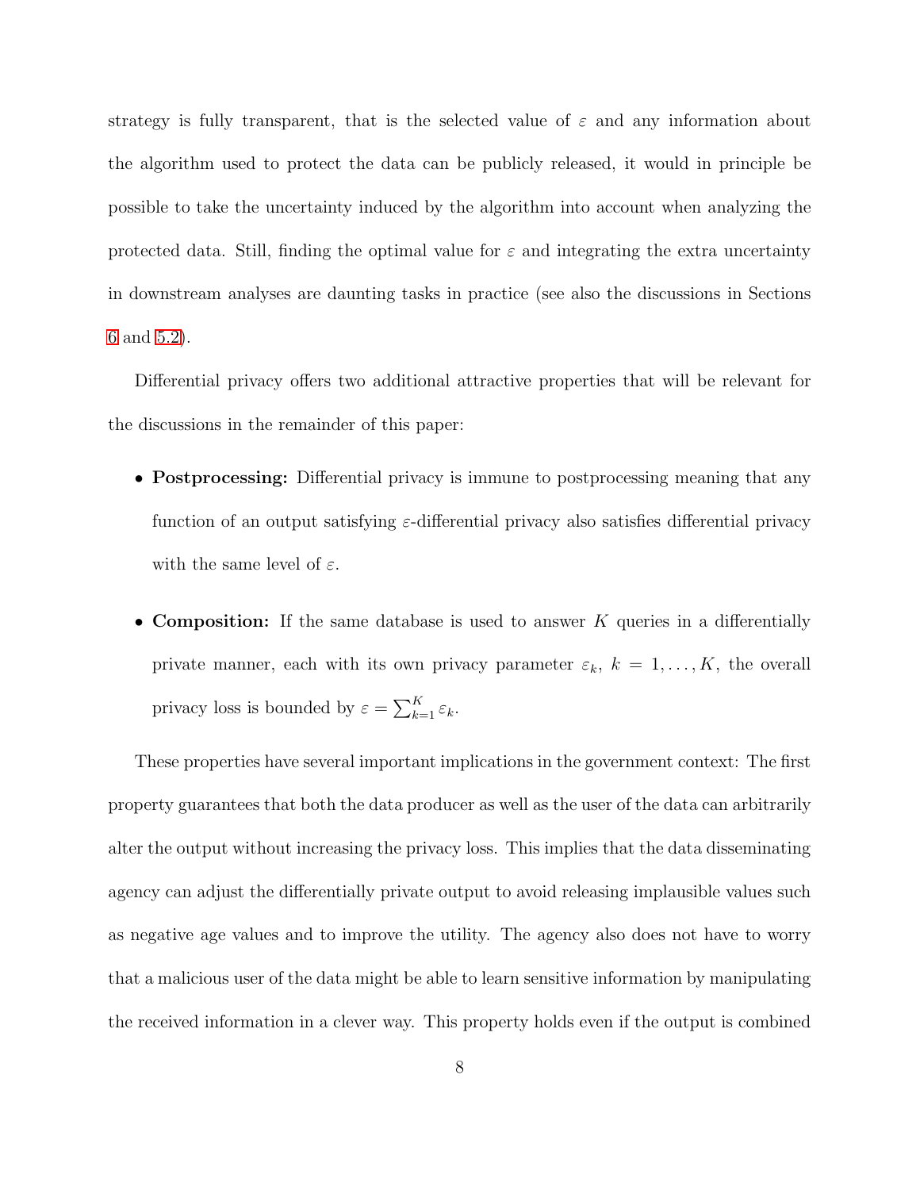strategy is fully transparent, that is the selected value of $\varepsilon$ and any information about the algorithm used to protect the data can be publicly released, it would in principle be possible to take the uncertainty induced by the algorithm into account when analyzing the protected data. Still, finding the optimal value for $\varepsilon$ and integrating the extra uncertainty in downstream analyses are daunting tasks in practice (see also the discussions in Sections 6 and 5.2).

Differential privacy offers two additional attractive properties that will be relevant for the discussions in the remainder of this paper:

- **Postprocessing:** Differential privacy is immune to postprocessing meaning that any function of an output satisfying $\varepsilon$-differential privacy also satisfies differential privacy with the same level of $\varepsilon$.
- **Composition:** If the same database is used to answer $K$ queries in a differentially private manner, each with its own privacy parameter $\varepsilon_k$, $k = 1, \ldots, K$, the overall privacy loss is bounded by $\varepsilon = \sum_{k=1}^{K} \varepsilon_k$.

These properties have several important implications in the government context: The first property guarantees that both the data producer as well as the user of the data can arbitrarily alter the output without increasing the privacy loss. This implies that the data disseminating agency can adjust the differentially private output to avoid releasing implausible values such as negative age values and to improve the utility. The agency also does not have to worry that a malicious user of the data might be able to learn sensitive information by manipulating the received information in a clever way. This property holds even if the output is combined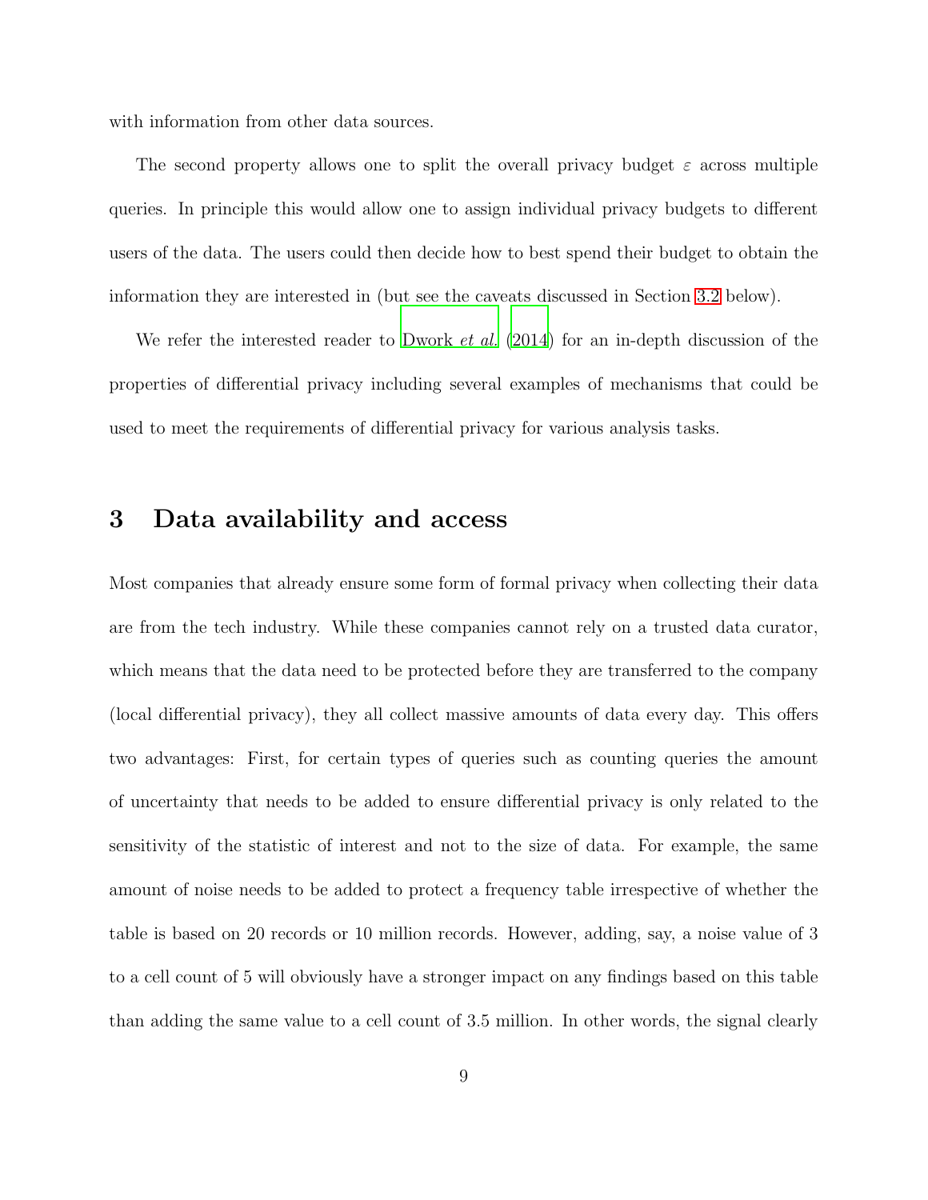with information from other data sources.

The second property allows one to split the overall privacy budget $\varepsilon$ across multiple queries. In principle this would allow one to assign individual privacy budgets to different users of the data. The users could then decide how to best spend their budget to obtain the information they are interested in (but see the caveats discussed in Section 3.2 below).

We refer the interested reader to Dwork *et al.* (2014) for an in-depth discussion of the properties of differential privacy including several examples of mechanisms that could be used to meet the requirements of differential privacy for various analysis tasks.

# 3 Data availability and access

Most companies that already ensure some form of formal privacy when collecting their data are from the tech industry. While these companies cannot rely on a trusted data curator, which means that the data need to be protected before they are transferred to the company (local differential privacy), they all collect massive amounts of data every day. This offers two advantages: First, for certain types of queries such as counting queries the amount of uncertainty that needs to be added to ensure differential privacy is only related to the sensitivity of the statistic of interest and not to the size of data. For example, the same amount of noise needs to be added to protect a frequency table irrespective of whether the table is based on 20 records or 10 million records. However, adding, say, a noise value of 3 to a cell count of 5 will obviously have a stronger impact on any findings based on this table than adding the same value to a cell count of 3.5 million. In other words, the signal clearly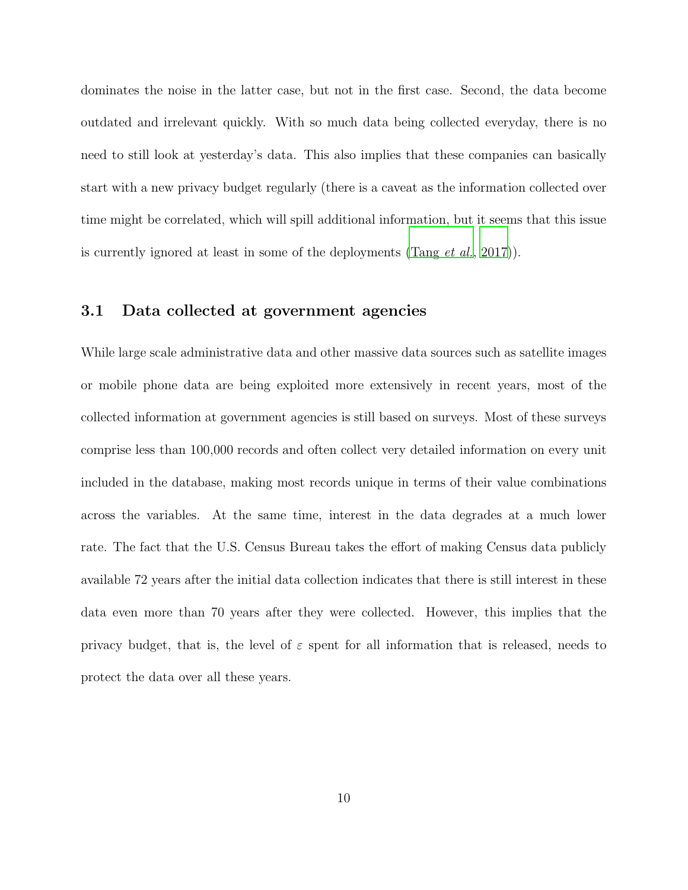dominates the noise in the latter case, but not in the first case. Second, the data become outdated and irrelevant quickly. With so much data being collected everyday, there is no need to still look at yesterday's data. This also implies that these companies can basically start with a new privacy budget regularly (there is a caveat as the information collected over time might be correlated, which will spill additional information, but it seems that this issue is currently ignored at least in some of the deployments (Tang *et al.*, 2017)).

### 3.1 Data collected at government agencies

While large scale administrative data and other massive data sources such as satellite images or mobile phone data are being exploited more extensively in recent years, most of the collected information at government agencies is still based on surveys. Most of these surveys comprise less than 100,000 records and often collect very detailed information on every unit included in the database, making most records unique in terms of their value combinations across the variables. At the same time, interest in the data degrades at a much lower rate. The fact that the U.S. Census Bureau takes the effort of making Census data publicly available 72 years after the initial data collection indicates that there is still interest in these data even more than 70 years after they were collected. However, this implies that the privacy budget, that is, the level of $\varepsilon$ spent for all information that is released, needs to protect the data over all these years.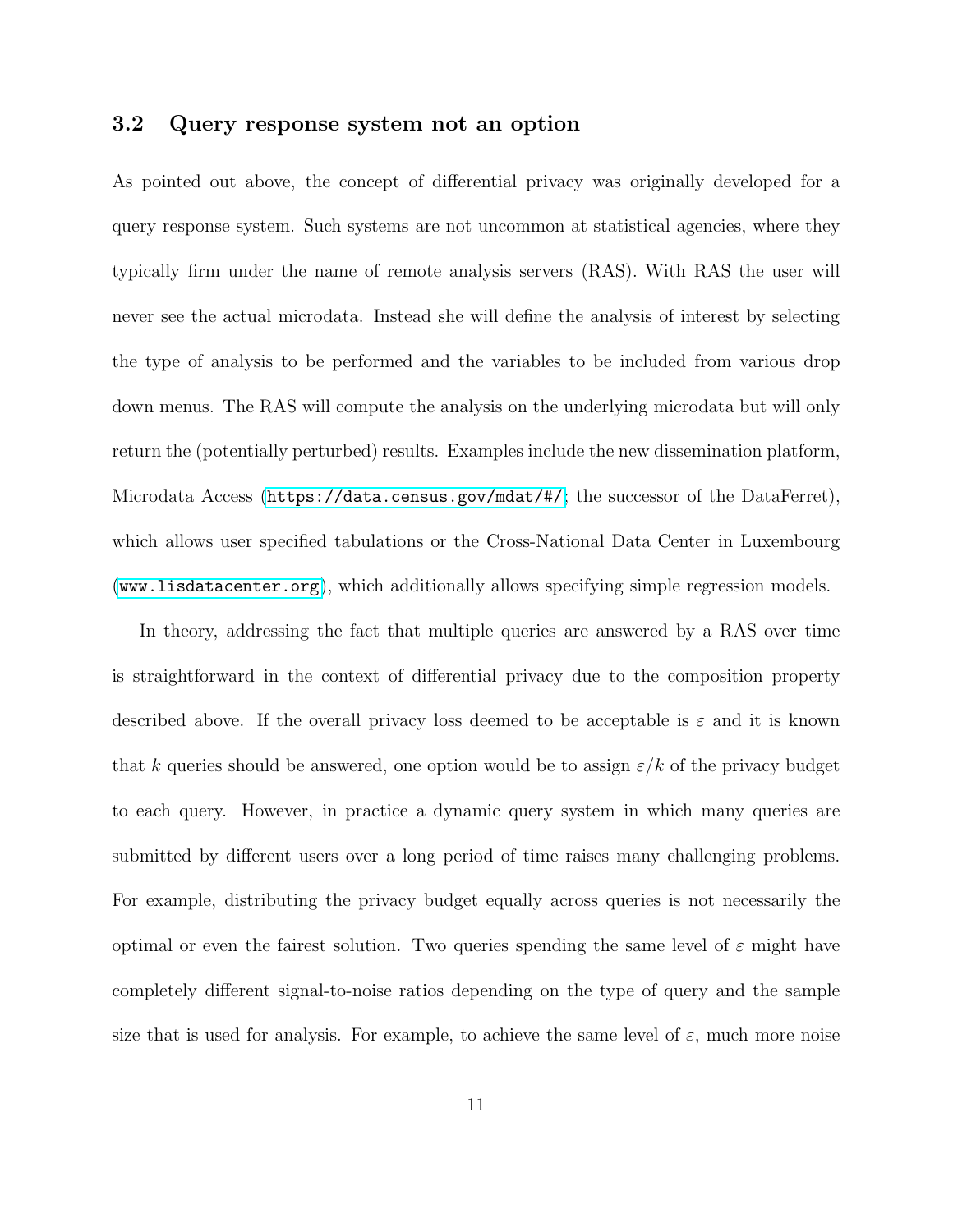### 3.2 Query response system not an option

As pointed out above, the concept of differential privacy was originally developed for a query response system. Such systems are not uncommon at statistical agencies, where they typically firm under the name of remote analysis servers (RAS). With RAS the user will never see the actual microdata. Instead she will define the analysis of interest by selecting the type of analysis to be performed and the variables to be included from various drop down menus. The RAS will compute the analysis on the underlying microdata but will only return the (potentially perturbed) results. Examples include the new dissemination platform, Microdata Access (https://data.census.gov/mdat/#/; the successor of the DataFerret), which allows user specified tabulations or the Cross-National Data Center in Luxembourg (www.lisdatacenter.org), which additionally allows specifying simple regression models.

In theory, addressing the fact that multiple queries are answered by a RAS over time is straightforward in the context of differential privacy due to the composition property described above. If the overall privacy loss deemed to be acceptable is $\varepsilon$ and it is known that $k$ queries should be answered, one option would be to assign $\varepsilon/k$ of the privacy budget to each query. However, in practice a dynamic query system in which many queries are submitted by different users over a long period of time raises many challenging problems. For example, distributing the privacy budget equally across queries is not necessarily the optimal or even the fairest solution. Two queries spending the same level of $\varepsilon$ might have completely different signal-to-noise ratios depending on the type of query and the sample size that is used for analysis. For example, to achieve the same level of $\varepsilon$, much more noise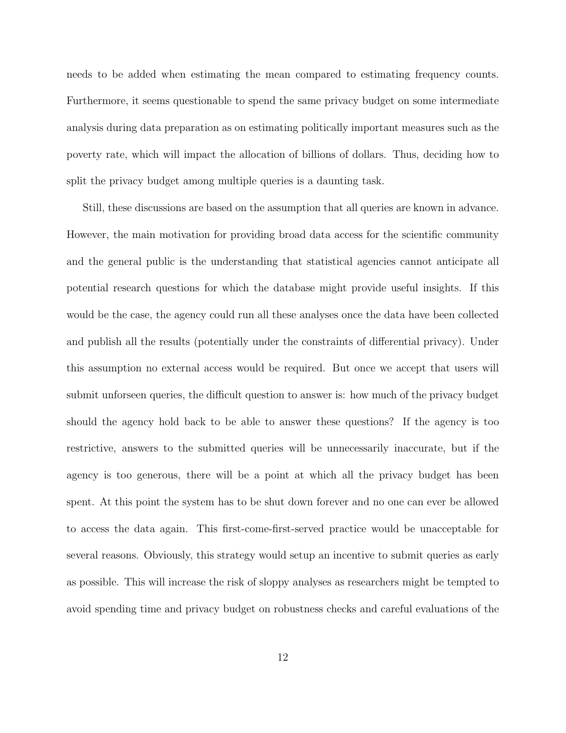needs to be added when estimating the mean compared to estimating frequency counts. Furthermore, it seems questionable to spend the same privacy budget on some intermediate analysis during data preparation as on estimating politically important measures such as the poverty rate, which will impact the allocation of billions of dollars. Thus, deciding how to split the privacy budget among multiple queries is a daunting task.

Still, these discussions are based on the assumption that all queries are known in advance. However, the main motivation for providing broad data access for the scientific community and the general public is the understanding that statistical agencies cannot anticipate all potential research questions for which the database might provide useful insights. If this would be the case, the agency could run all these analyses once the data have been collected and publish all the results (potentially under the constraints of differential privacy). Under this assumption no external access would be required. But once we accept that users will submit unforseen queries, the difficult question to answer is: how much of the privacy budget should the agency hold back to be able to answer these questions? If the agency is too restrictive, answers to the submitted queries will be unnecessarily inaccurate, but if the agency is too generous, there will be a point at which all the privacy budget has been spent. At this point the system has to be shut down forever and no one can ever be allowed to access the data again. This first-come-first-served practice would be unacceptable for several reasons. Obviously, this strategy would setup an incentive to submit queries as early as possible. This will increase the risk of sloppy analyses as researchers might be tempted to avoid spending time and privacy budget on robustness checks and careful evaluations of the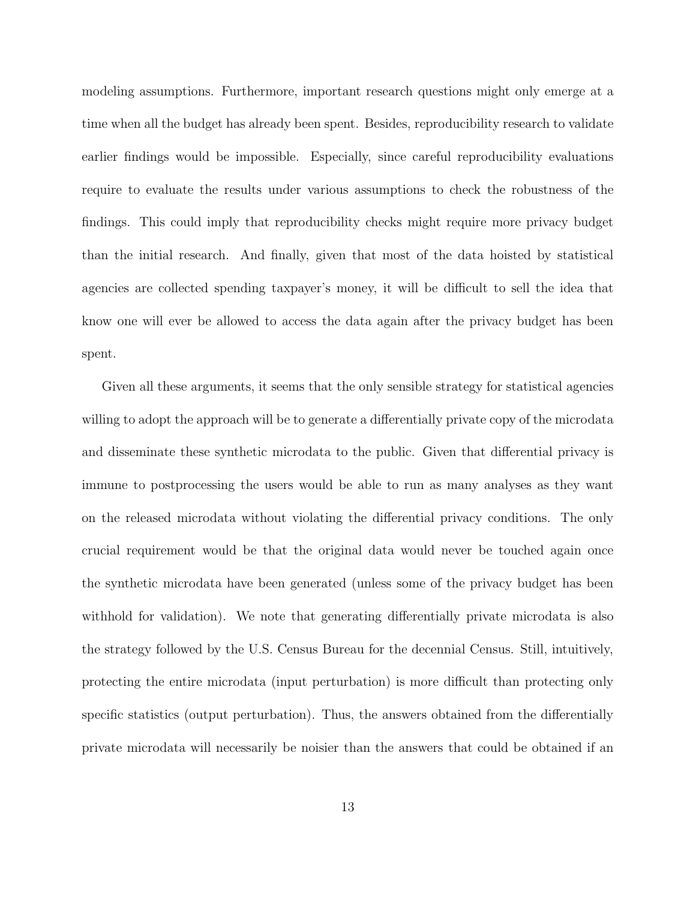modeling assumptions. Furthermore, important research questions might only emerge at a time when all the budget has already been spent. Besides, reproducibility research to validate earlier findings would be impossible. Especially, since careful reproducibility evaluations require to evaluate the results under various assumptions to check the robustness of the findings. This could imply that reproducibility checks might require more privacy budget than the initial research. And finally, given that most of the data hoisted by statistical agencies are collected spending taxpayer's money, it will be difficult to sell the idea that know one will ever be allowed to access the data again after the privacy budget has been spent.

Given all these arguments, it seems that the only sensible strategy for statistical agencies willing to adopt the approach will be to generate a differentially private copy of the microdata and disseminate these synthetic microdata to the public. Given that differential privacy is immune to postprocessing the users would be able to run as many analyses as they want on the released microdata without violating the differential privacy conditions. The only crucial requirement would be that the original data would never be touched again once the synthetic microdata have been generated (unless some of the privacy budget has been withhold for validation). We note that generating differentially private microdata is also the strategy followed by the U.S. Census Bureau for the decennial Census. Still, intuitively, protecting the entire microdata (input perturbation) is more difficult than protecting only specific statistics (output perturbation). Thus, the answers obtained from the differentially private microdata will necessarily be noisier than the answers that could be obtained if an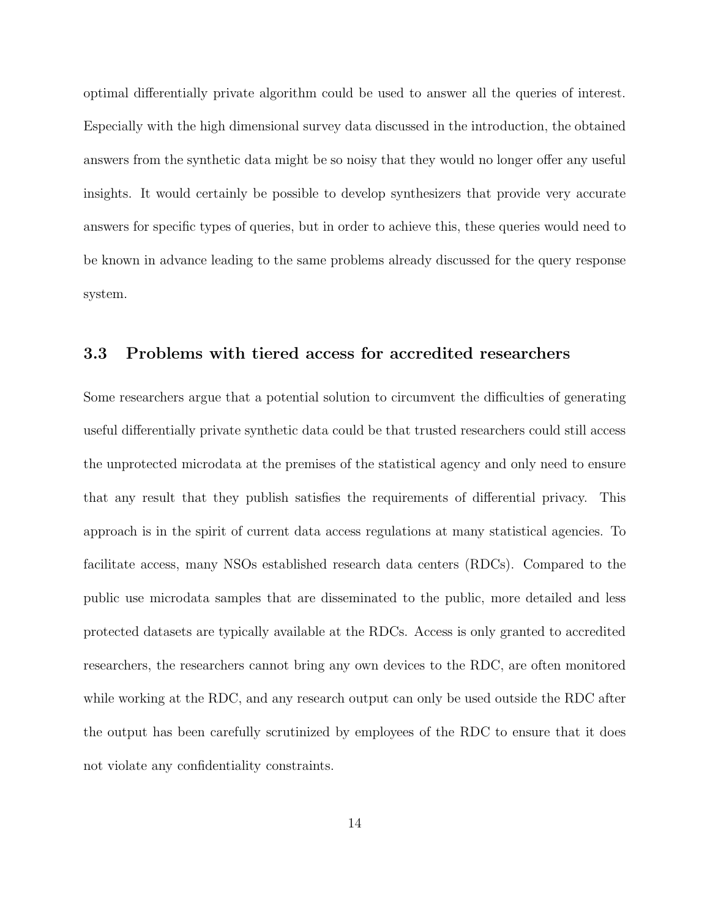optimal differentially private algorithm could be used to answer all the queries of interest. Especially with the high dimensional survey data discussed in the introduction, the obtained answers from the synthetic data might be so noisy that they would no longer offer any useful insights. It would certainly be possible to develop synthesizers that provide very accurate answers for specific types of queries, but in order to achieve this, these queries would need to be known in advance leading to the same problems already discussed for the query response system.

### 3.3 Problems with tiered access for accredited researchers

Some researchers argue that a potential solution to circumvent the difficulties of generating useful differentially private synthetic data could be that trusted researchers could still access the unprotected microdata at the premises of the statistical agency and only need to ensure that any result that they publish satisfies the requirements of differential privacy. This approach is in the spirit of current data access regulations at many statistical agencies. To facilitate access, many NSOs established research data centers (RDCs). Compared to the public use microdata samples that are disseminated to the public, more detailed and less protected datasets are typically available at the RDCs. Access is only granted to accredited researchers, the researchers cannot bring any own devices to the RDC, are often monitored while working at the RDC, and any research output can only be used outside the RDC after the output has been carefully scrutinized by employees of the RDC to ensure that it does not violate any confidentiality constraints.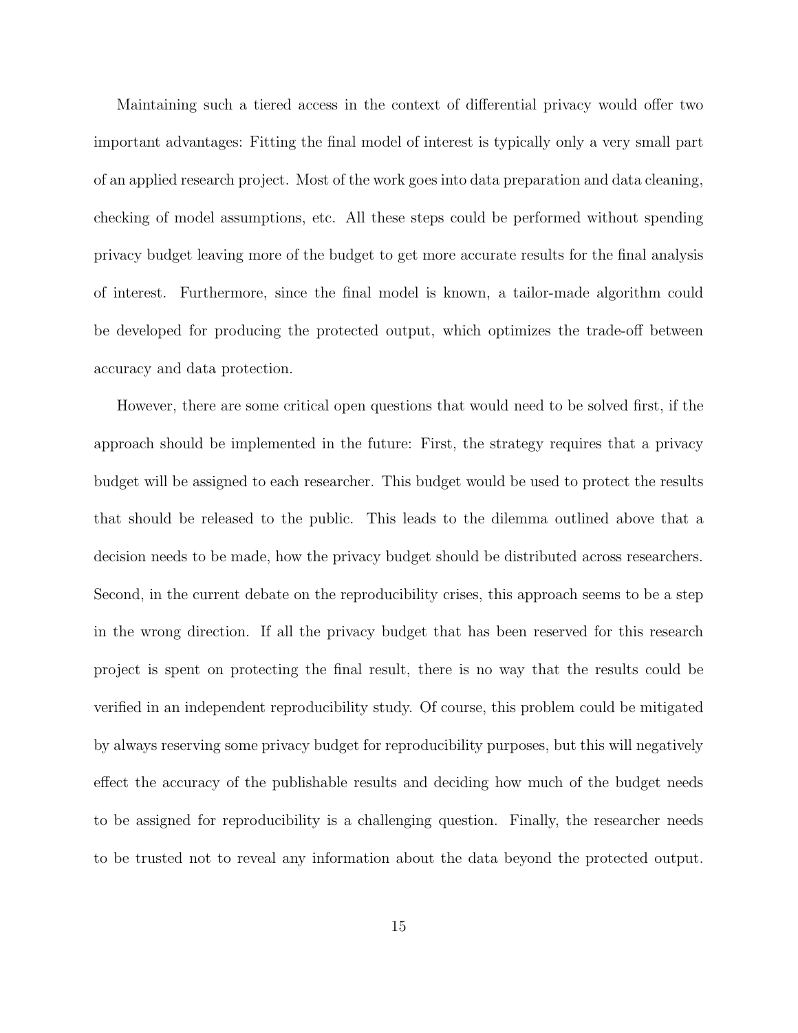Maintaining such a tiered access in the context of differential privacy would offer two important advantages: Fitting the final model of interest is typically only a very small part of an applied research project. Most of the work goes into data preparation and data cleaning, checking of model assumptions, etc. All these steps could be performed without spending privacy budget leaving more of the budget to get more accurate results for the final analysis of interest. Furthermore, since the final model is known, a tailor-made algorithm could be developed for producing the protected output, which optimizes the trade-off between accuracy and data protection.

However, there are some critical open questions that would need to be solved first, if the approach should be implemented in the future: First, the strategy requires that a privacy budget will be assigned to each researcher. This budget would be used to protect the results that should be released to the public. This leads to the dilemma outlined above that a decision needs to be made, how the privacy budget should be distributed across researchers. Second, in the current debate on the reproducibility crises, this approach seems to be a step in the wrong direction. If all the privacy budget that has been reserved for this research project is spent on protecting the final result, there is no way that the results could be verified in an independent reproducibility study. Of course, this problem could be mitigated by always reserving some privacy budget for reproducibility purposes, but this will negatively effect the accuracy of the publishable results and deciding how much of the budget needs to be assigned for reproducibility is a challenging question. Finally, the researcher needs to be trusted not to reveal any information about the data beyond the protected output.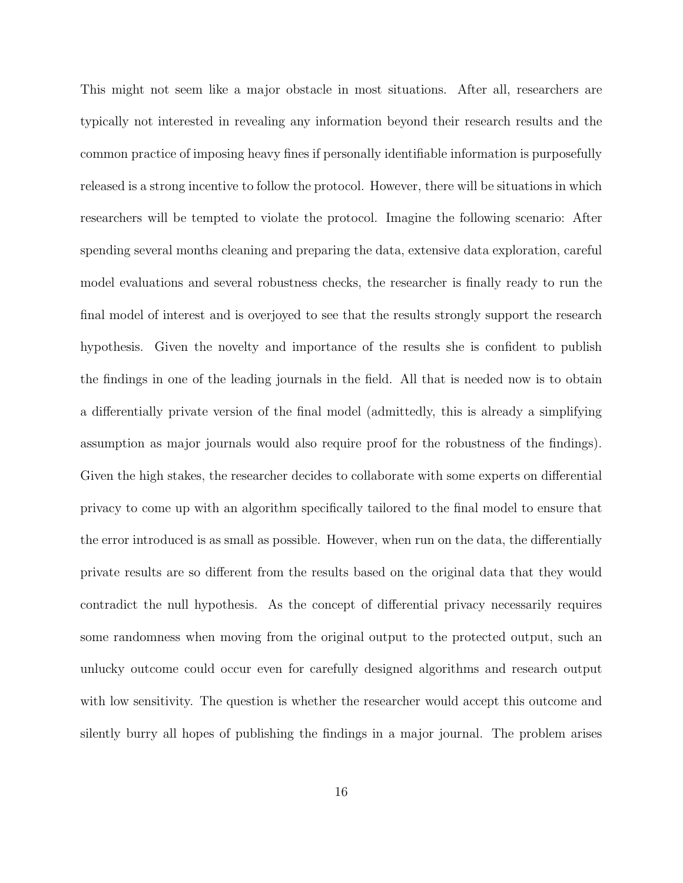This might not seem like a major obstacle in most situations. After all, researchers are typically not interested in revealing any information beyond their research results and the common practice of imposing heavy fines if personally identifiable information is purposefully released is a strong incentive to follow the protocol. However, there will be situations in which researchers will be tempted to violate the protocol. Imagine the following scenario: After spending several months cleaning and preparing the data, extensive data exploration, careful model evaluations and several robustness checks, the researcher is finally ready to run the final model of interest and is overjoyed to see that the results strongly support the research hypothesis. Given the novelty and importance of the results she is confident to publish the findings in one of the leading journals in the field. All that is needed now is to obtain a differentially private version of the final model (admittedly, this is already a simplifying assumption as major journals would also require proof for the robustness of the findings). Given the high stakes, the researcher decides to collaborate with some experts on differential privacy to come up with an algorithm specifically tailored to the final model to ensure that the error introduced is as small as possible. However, when run on the data, the differentially private results are so different from the results based on the original data that they would contradict the null hypothesis. As the concept of differential privacy necessarily requires some randomness when moving from the original output to the protected output, such an unlucky outcome could occur even for carefully designed algorithms and research output with low sensitivity. The question is whether the researcher would accept this outcome and silently burry all hopes of publishing the findings in a major journal. The problem arises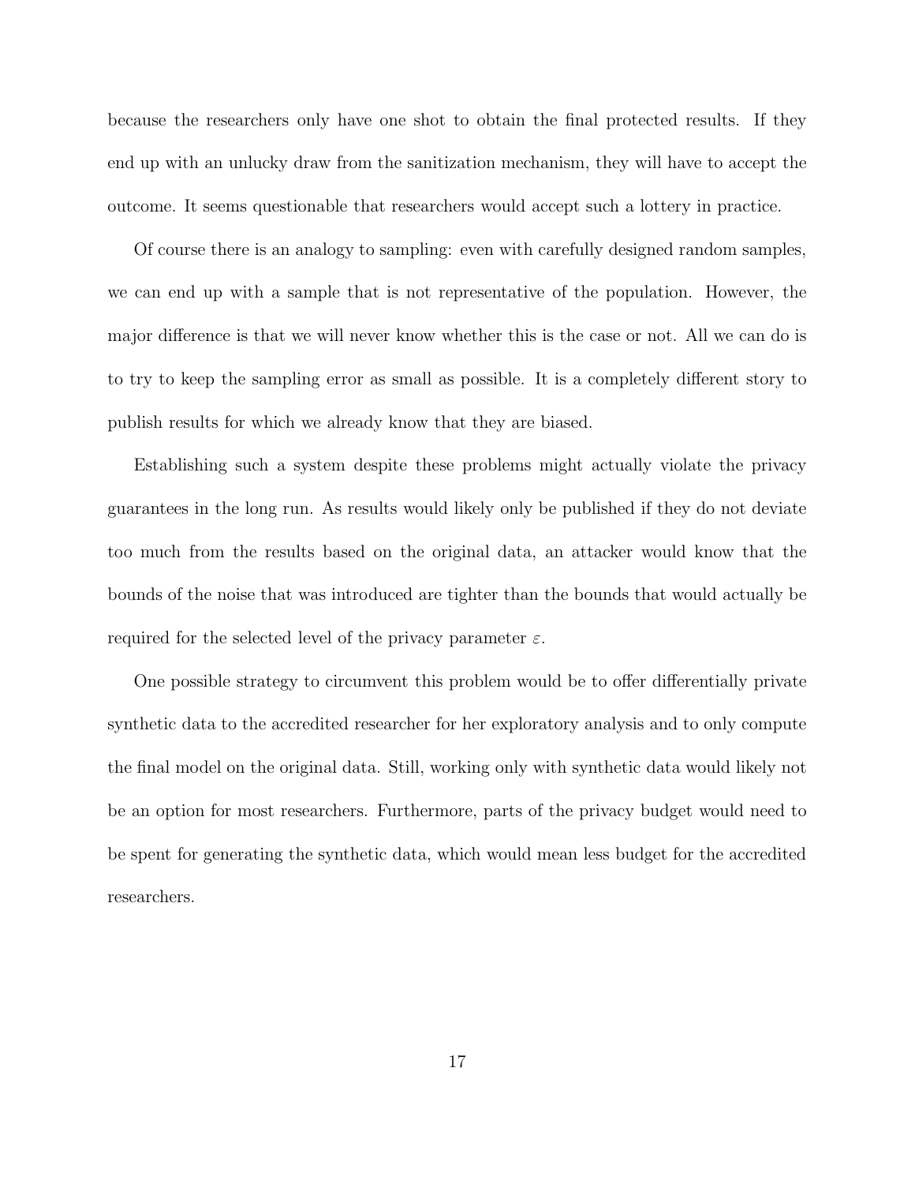because the researchers only have one shot to obtain the final protected results. If they end up with an unlucky draw from the sanitization mechanism, they will have to accept the outcome. It seems questionable that researchers would accept such a lottery in practice.

Of course there is an analogy to sampling: even with carefully designed random samples, we can end up with a sample that is not representative of the population. However, the major difference is that we will never know whether this is the case or not. All we can do is to try to keep the sampling error as small as possible. It is a completely different story to publish results for which we already know that they are biased.

Establishing such a system despite these problems might actually violate the privacy guarantees in the long run. As results would likely only be published if they do not deviate too much from the results based on the original data, an attacker would know that the bounds of the noise that was introduced are tighter than the bounds that would actually be required for the selected level of the privacy parameter $\varepsilon$.

One possible strategy to circumvent this problem would be to offer differentially private synthetic data to the accredited researcher for her exploratory analysis and to only compute the final model on the original data. Still, working only with synthetic data would likely not be an option for most researchers. Furthermore, parts of the privacy budget would need to be spent for generating the synthetic data, which would mean less budget for the accredited researchers.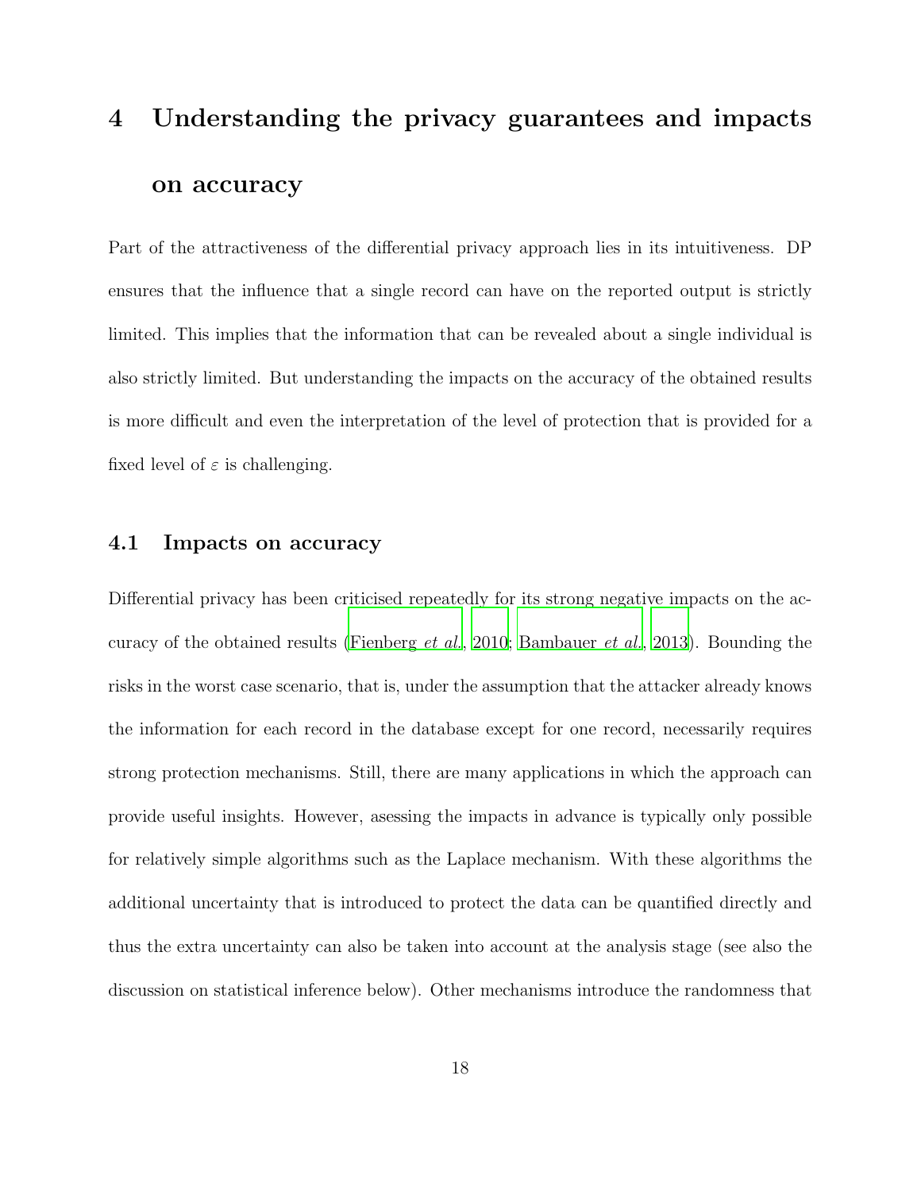# 4 Understanding the privacy guarantees and impacts on accuracy

Part of the attractiveness of the differential privacy approach lies in its intuitiveness. DP ensures that the influence that a single record can have on the reported output is strictly limited. This implies that the information that can be revealed about a single individual is also strictly limited. But understanding the impacts on the accuracy of the obtained results is more difficult and even the interpretation of the level of protection that is provided for a fixed level of $\varepsilon$ is challenging.

## 4.1 Impacts on accuracy

Differential privacy has been criticised repeatedly for its strong negative impacts on the accuracy of the obtained results (Fienberg *et al.*, 2010; Bambauer *et al.*, 2013). Bounding the risks in the worst case scenario, that is, under the assumption that the attacker already knows the information for each record in the database except for one record, necessarily requires strong protection mechanisms. Still, there are many applications in which the approach can provide useful insights. However, asessing the impacts in advance is typically only possible for relatively simple algorithms such as the Laplace mechanism. With these algorithms the additional uncertainty that is introduced to protect the data can be quantified directly and thus the extra uncertainty can also be taken into account at the analysis stage (see also the discussion on statistical inference below). Other mechanisms introduce the randomness that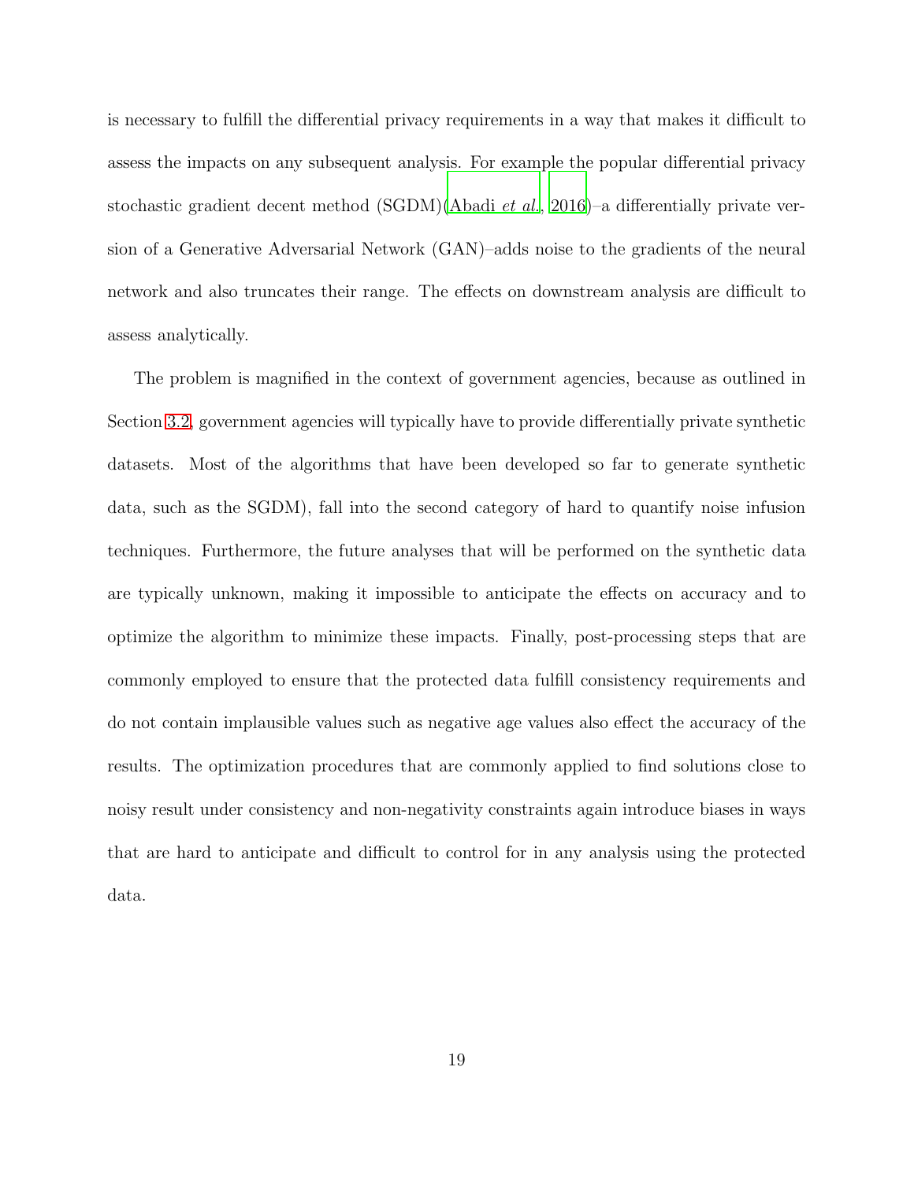is necessary to fulfill the differential privacy requirements in a way that makes it difficult to assess the impacts on any subsequent analysis. For example the popular differential privacy stochastic gradient decent method (SGDM)(Abadi *et al.*, 2016)–a differentially private version of a Generative Adversarial Network (GAN)–adds noise to the gradients of the neural network and also truncates their range. The effects on downstream analysis are difficult to assess analytically.

The problem is magnified in the context of government agencies, because as outlined in Section 3.2, government agencies will typically have to provide differentially private synthetic datasets. Most of the algorithms that have been developed so far to generate synthetic data, such as the SGDM), fall into the second category of hard to quantify noise infusion techniques. Furthermore, the future analyses that will be performed on the synthetic data are typically unknown, making it impossible to anticipate the effects on accuracy and to optimize the algorithm to minimize these impacts. Finally, post-processing steps that are commonly employed to ensure that the protected data fulfill consistency requirements and do not contain implausible values such as negative age values also effect the accuracy of the results. The optimization procedures that are commonly applied to find solutions close to noisy result under consistency and non-negativity constraints again introduce biases in ways that are hard to anticipate and difficult to control for in any analysis using the protected data.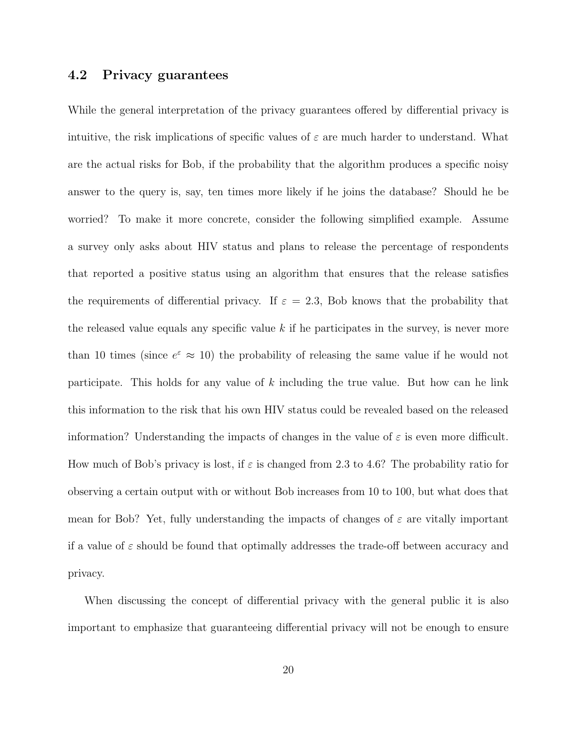### 4.2 Privacy guarantees

While the general interpretation of the privacy guarantees offered by differential privacy is intuitive, the risk implications of specific values of $\varepsilon$ are much harder to understand. What are the actual risks for Bob, if the probability that the algorithm produces a specific noisy answer to the query is, say, ten times more likely if he joins the database? Should he be worried? To make it more concrete, consider the following simplified example. Assume a survey only asks about HIV status and plans to release the percentage of respondents that reported a positive status using an algorithm that ensures that the release satisfies the requirements of differential privacy. If $\varepsilon = 2.3$, Bob knows that the probability that the released value equals any specific value $k$ if he participates in the survey, is never more than 10 times (since $e^{\varepsilon} \approx 10$) the probability of releasing the same value if he would not participate. This holds for any value of $k$ including the true value. But how can he link this information to the risk that his own HIV status could be revealed based on the released information? Understanding the impacts of changes in the value of $\varepsilon$ is even more difficult. How much of Bob's privacy is lost, if $\varepsilon$ is changed from 2.3 to 4.6? The probability ratio for observing a certain output with or without Bob increases from 10 to 100, but what does that mean for Bob? Yet, fully understanding the impacts of changes of $\varepsilon$ are vitally important if a value of $\varepsilon$ should be found that optimally addresses the trade-off between accuracy and privacy.

When discussing the concept of differential privacy with the general public it is also important to emphasize that guaranteeing differential privacy will not be enough to ensure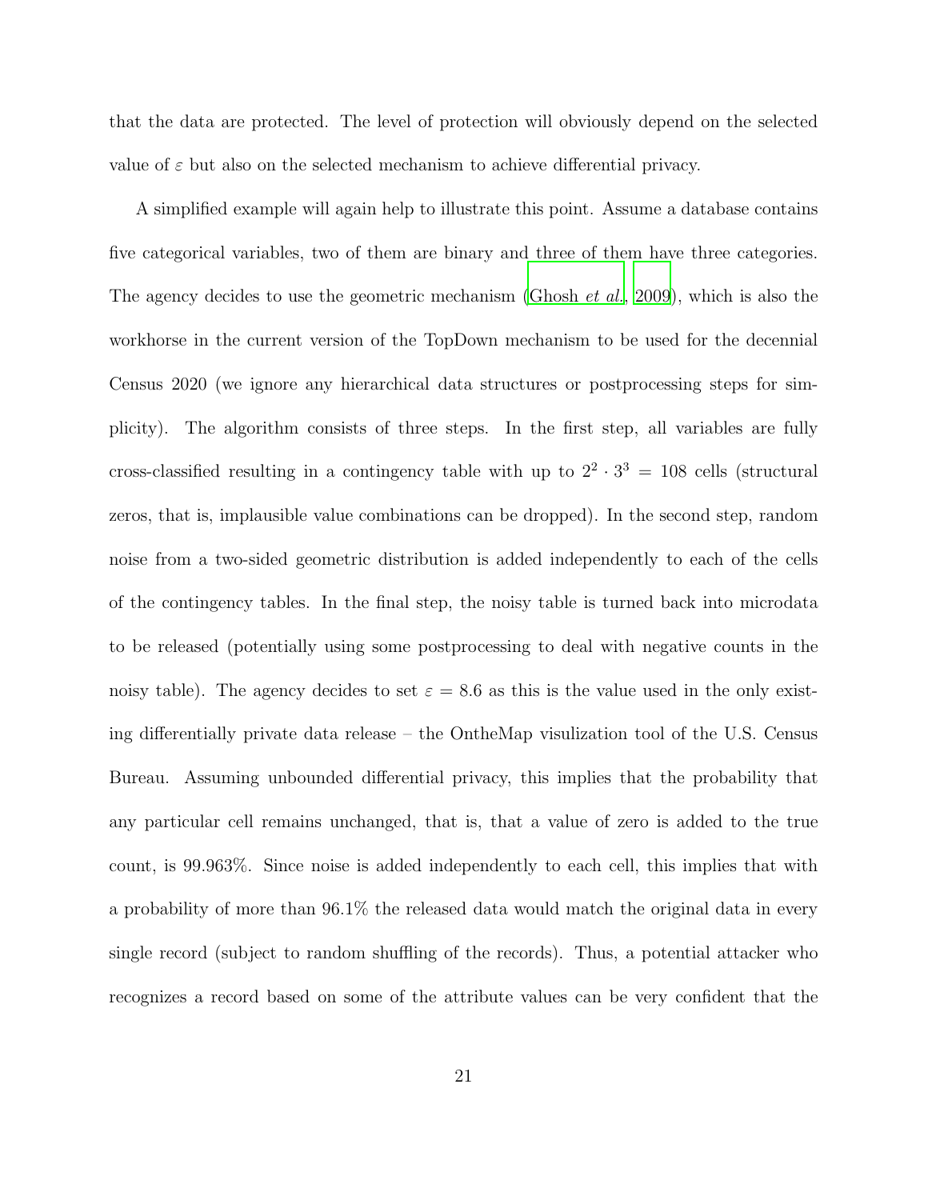that the data are protected. The level of protection will obviously depend on the selected value of $\varepsilon$ but also on the selected mechanism to achieve differential privacy.

A simplified example will again help to illustrate this point. Assume a database contains five categorical variables, two of them are binary and three of them have three categories. The agency decides to use the geometric mechanism (Ghosh *et al.*, 2009), which is also the workhorse in the current version of the TopDown mechanism to be used for the decennial Census 2020 (we ignore any hierarchical data structures or postprocessing steps for simplicity). The algorithm consists of three steps. In the first step, all variables are fully cross-classified resulting in a contingency table with up to $2^2 \cdot 3^3 = 108$ cells (structural zeros, that is, implausible value combinations can be dropped). In the second step, random noise from a two-sided geometric distribution is added independently to each of the cells of the contingency tables. In the final step, the noisy table is turned back into microdata to be released (potentially using some postprocessing to deal with negative counts in the noisy table). The agency decides to set $\varepsilon = 8.6$ as this is the value used in the only existing differentially private data release – the OntheMap visulization tool of the U.S. Census Bureau. Assuming unbounded differential privacy, this implies that the probability that any particular cell remains unchanged, that is, that a value of zero is added to the true count, is 99.963%. Since noise is added independently to each cell, this implies that with a probability of more than 96.1% the released data would match the original data in every single record (subject to random shuffling of the records). Thus, a potential attacker who recognizes a record based on some of the attribute values can be very confident that the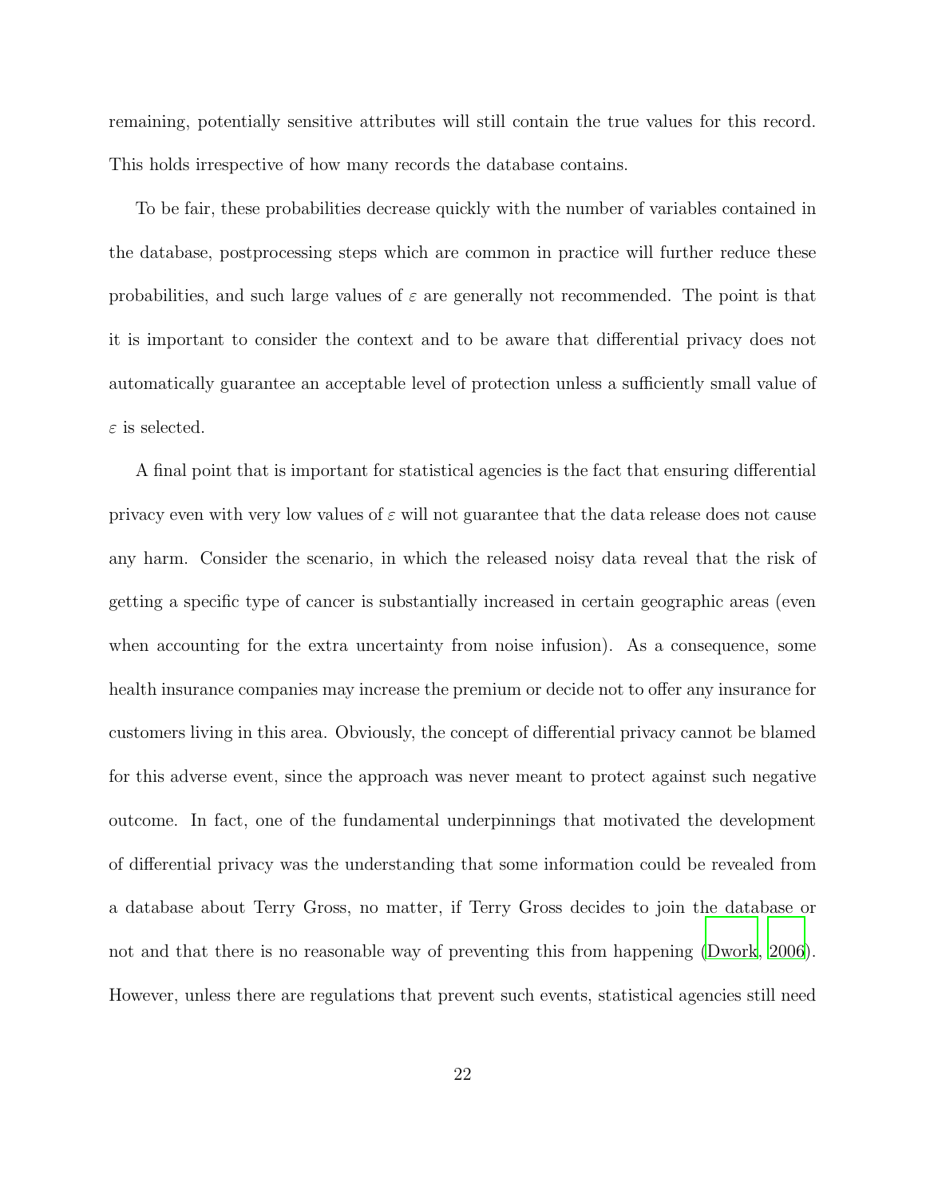remaining, potentially sensitive attributes will still contain the true values for this record. This holds irrespective of how many records the database contains.

To be fair, these probabilities decrease quickly with the number of variables contained in the database, postprocessing steps which are common in practice will further reduce these probabilities, and such large values of $\varepsilon$ are generally not recommended. The point is that it is important to consider the context and to be aware that differential privacy does not automatically guarantee an acceptable level of protection unless a sufficiently small value of $\varepsilon$ is selected.

A final point that is important for statistical agencies is the fact that ensuring differential privacy even with very low values of $\varepsilon$ will not guarantee that the data release does not cause any harm. Consider the scenario, in which the released noisy data reveal that the risk of getting a specific type of cancer is substantially increased in certain geographic areas (even when accounting for the extra uncertainty from noise infusion). As a consequence, some health insurance companies may increase the premium or decide not to offer any insurance for customers living in this area. Obviously, the concept of differential privacy cannot be blamed for this adverse event, since the approach was never meant to protect against such negative outcome. In fact, one of the fundamental underpinnings that motivated the development of differential privacy was the understanding that some information could be revealed from a database about Terry Gross, no matter, if Terry Gross decides to join the database or not and that there is no reasonable way of preventing this from happening (Dwork, 2006). However, unless there are regulations that prevent such events, statistical agencies still need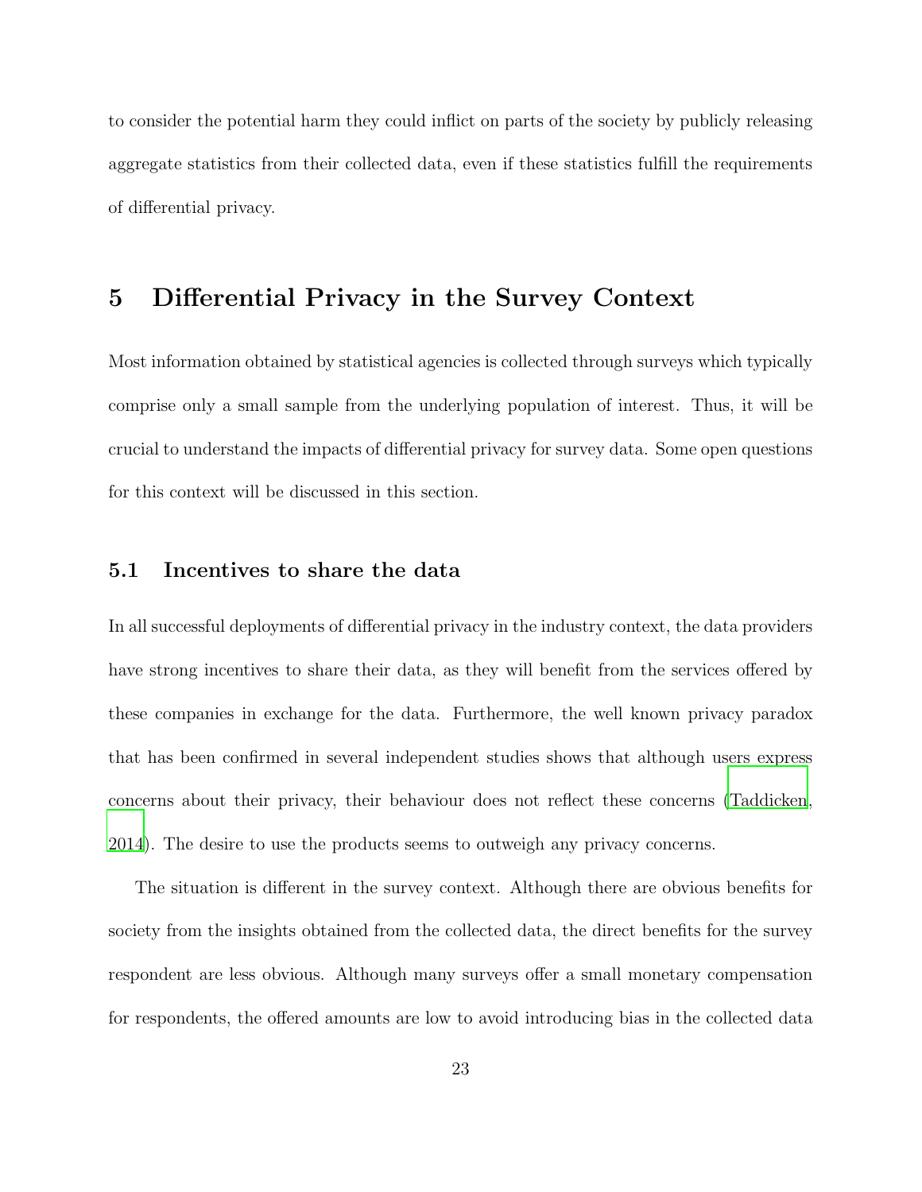to consider the potential harm they could inflict on parts of the society by publicly releasing aggregate statistics from their collected data, even if these statistics fulfill the requirements of differential privacy.

# 5 Differential Privacy in the Survey Context

Most information obtained by statistical agencies is collected through surveys which typically comprise only a small sample from the underlying population of interest. Thus, it will be crucial to understand the impacts of differential privacy for survey data. Some open questions for this context will be discussed in this section.

## 5.1 Incentives to share the data

In all successful deployments of differential privacy in the industry context, the data providers have strong incentives to share their data, as they will benefit from the services offered by these companies in exchange for the data. Furthermore, the well known privacy paradox that has been confirmed in several independent studies shows that although users express concerns about their privacy, their behaviour does not reflect these concerns (Taddicken, 2014). The desire to use the products seems to outweigh any privacy concerns.

The situation is different in the survey context. Although there are obvious benefits for society from the insights obtained from the collected data, the direct benefits for the survey respondent are less obvious. Although many surveys offer a small monetary compensation for respondents, the offered amounts are low to avoid introducing bias in the collected data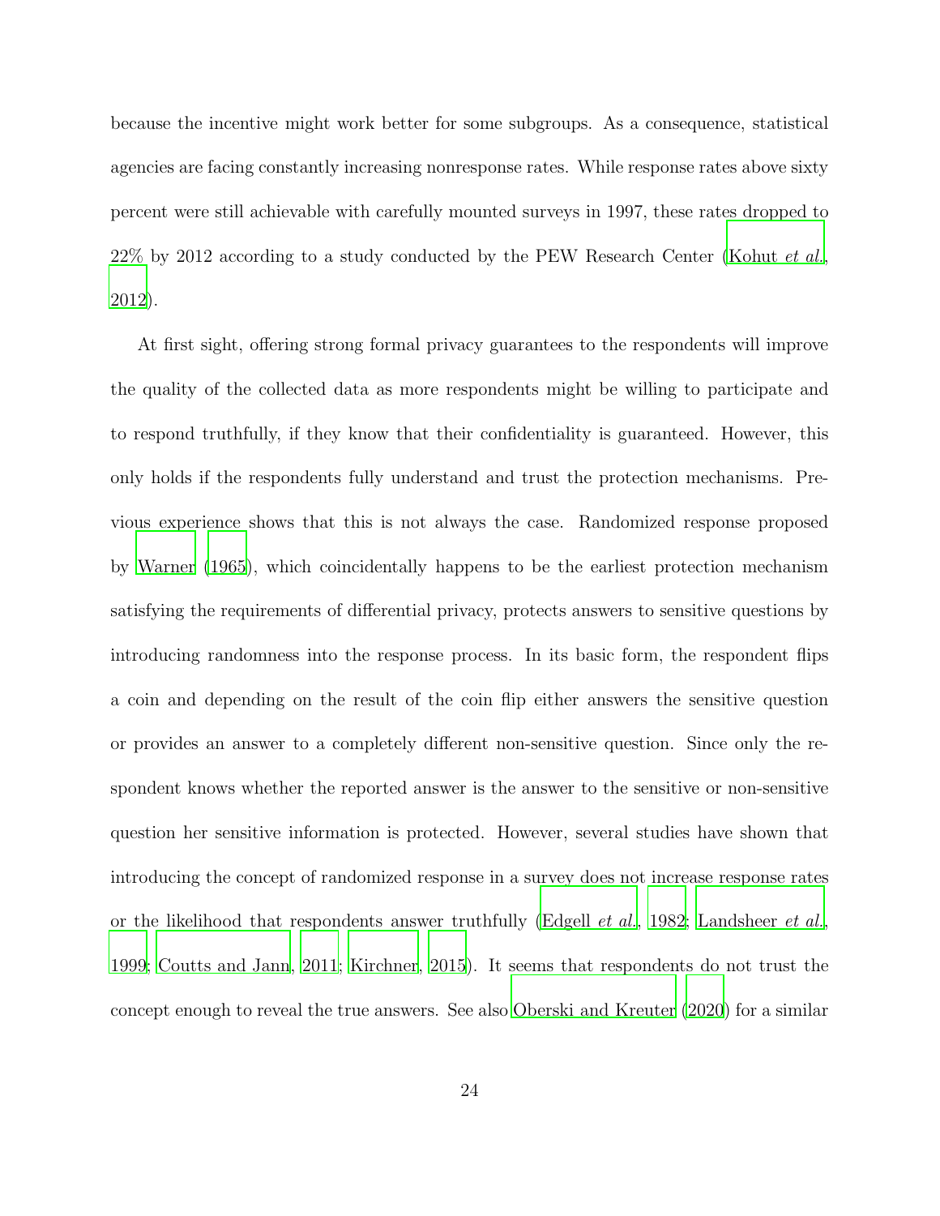because the incentive might work better for some subgroups. As a consequence, statistical agencies are facing constantly increasing nonresponse rates. While response rates above sixty percent were still achievable with carefully mounted surveys in 1997, these rates dropped to 22% by 2012 according to a study conducted by the PEW Research Center (Kohut *et al.*, 2012).

At first sight, offering strong formal privacy guarantees to the respondents will improve the quality of the collected data as more respondents might be willing to participate and to respond truthfully, if they know that their confidentiality is guaranteed. However, this only holds if the respondents fully understand and trust the protection mechanisms. Previous experience shows that this is not always the case. Randomized response proposed by Warner (1965), which coincidentally happens to be the earliest protection mechanism satisfying the requirements of differential privacy, protects answers to sensitive questions by introducing randomness into the response process. In its basic form, the respondent flips a coin and depending on the result of the coin flip either answers the sensitive question or provides an answer to a completely different non-sensitive question. Since only the respondent knows whether the reported answer is the answer to the sensitive or non-sensitive question her sensitive information is protected. However, several studies have shown that introducing the concept of randomized response in a survey does not increase response rates or the likelihood that respondents answer truthfully (Edgell *et al.*, 1982; Landsheer *et al.*, 1999; Coutts and Jann, 2011; Kirchner, 2015). It seems that respondents do not trust the concept enough to reveal the true answers. See also Oberski and Kreuter (2020) for a similar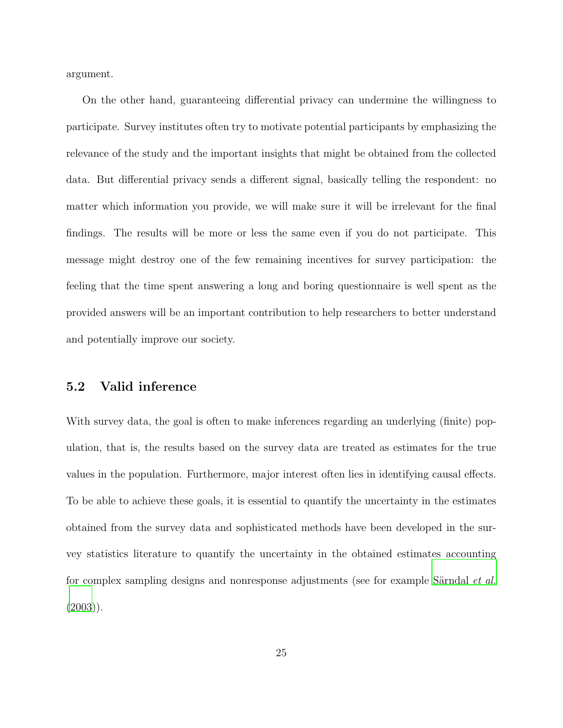argument.

On the other hand, guaranteeing differential privacy can undermine the willingness to participate. Survey institutes often try to motivate potential participants by emphasizing the relevance of the study and the important insights that might be obtained from the collected data. But differential privacy sends a different signal, basically telling the respondent: no matter which information you provide, we will make sure it will be irrelevant for the final findings. The results will be more or less the same even if you do not participate. This message might destroy one of the few remaining incentives for survey participation: the feeling that the time spent answering a long and boring questionnaire is well spent as the provided answers will be an important contribution to help researchers to better understand and potentially improve our society.

## 5.2 Valid inference

With survey data, the goal is often to make inferences regarding an underlying (finite) population, that is, the results based on the survey data are treated as estimates for the true values in the population. Furthermore, major interest often lies in identifying causal effects. To be able to achieve these goals, it is essential to quantify the uncertainty in the estimates obtained from the survey data and sophisticated methods have been developed in the survey statistics literature to quantify the uncertainty in the obtained estimates accounting for complex sampling designs and nonresponse adjustments (see for example Särndal *et al.* (2003)).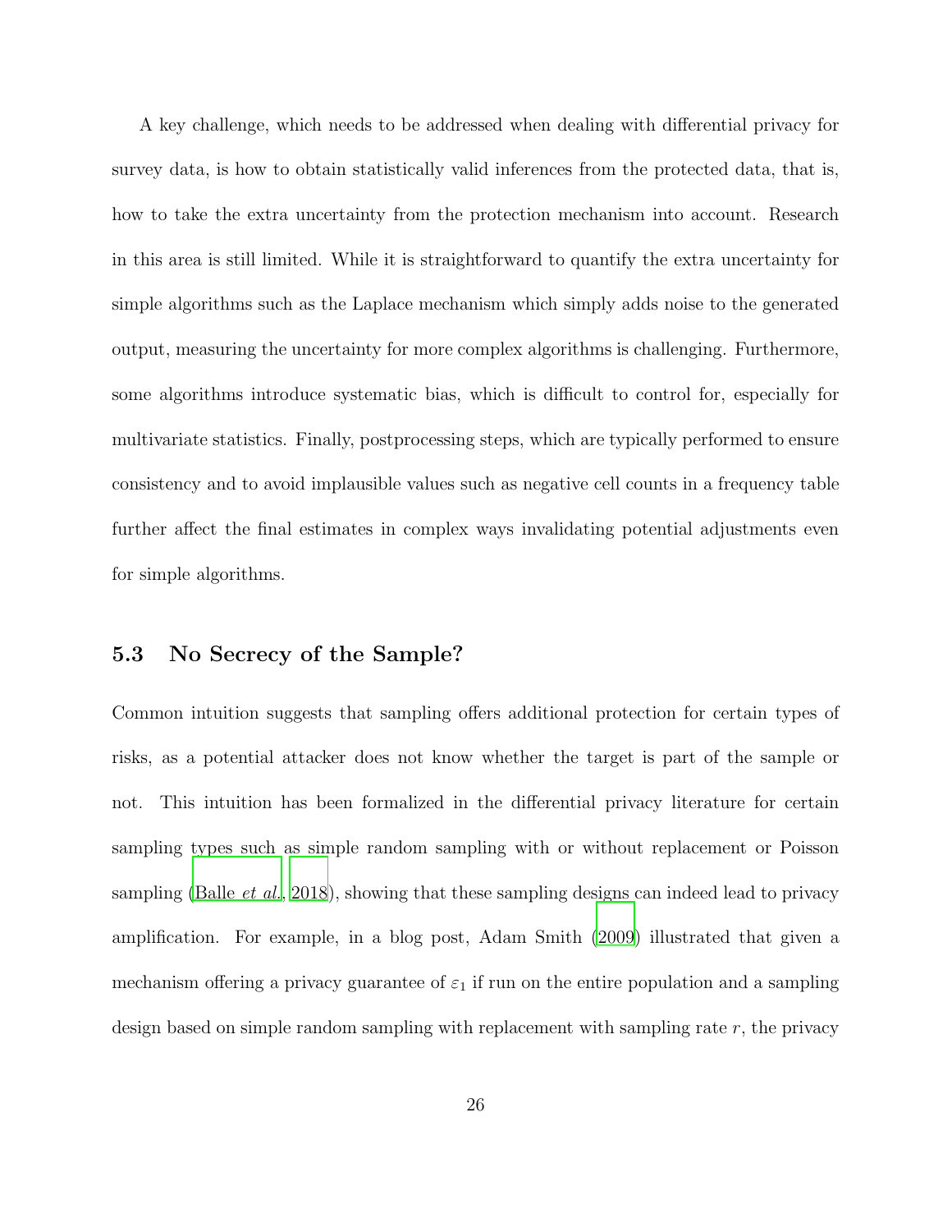A key challenge, which needs to be addressed when dealing with differential privacy for survey data, is how to obtain statistically valid inferences from the protected data, that is, how to take the extra uncertainty from the protection mechanism into account. Research in this area is still limited. While it is straightforward to quantify the extra uncertainty for simple algorithms such as the Laplace mechanism which simply adds noise to the generated output, measuring the uncertainty for more complex algorithms is challenging. Furthermore, some algorithms introduce systematic bias, which is difficult to control for, especially for multivariate statistics. Finally, postprocessing steps, which are typically performed to ensure consistency and to avoid implausible values such as negative cell counts in a frequency table further affect the final estimates in complex ways invalidating potential adjustments even for simple algorithms.

### 5.3 No Secrecy of the Sample?

Common intuition suggests that sampling offers additional protection for certain types of risks, as a potential attacker does not know whether the target is part of the sample or not. This intuition has been formalized in the differential privacy literature for certain sampling types such as simple random sampling with or without replacement or Poisson sampling (Balle *et al.*, 2018), showing that these sampling designs can indeed lead to privacy amplification. For example, in a blog post, Adam Smith (2009) illustrated that given a mechanism offering a privacy guarantee of $\varepsilon_1$ if run on the entire population and a sampling design based on simple random sampling with replacement with sampling rate $r$, the privacy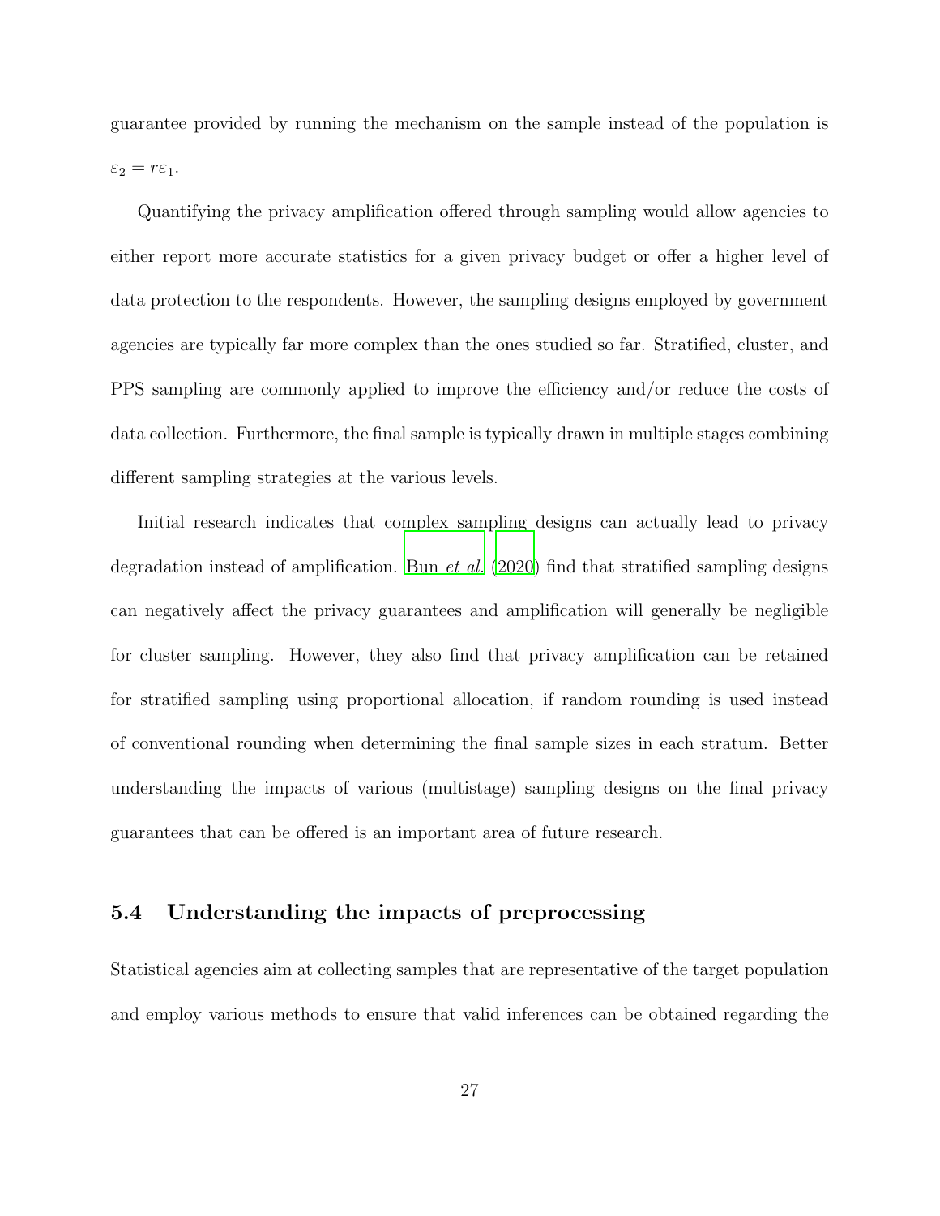guarantee provided by running the mechanism on the sample instead of the population is $\varepsilon_2 = r\varepsilon_1$.

Quantifying the privacy amplification offered through sampling would allow agencies to either report more accurate statistics for a given privacy budget or offer a higher level of data protection to the respondents. However, the sampling designs employed by government agencies are typically far more complex than the ones studied so far. Stratified, cluster, and PPS sampling are commonly applied to improve the efficiency and/or reduce the costs of data collection. Furthermore, the final sample is typically drawn in multiple stages combining different sampling strategies at the various levels.

Initial research indicates that complex sampling designs can actually lead to privacy degradation instead of amplification. Bun *et al.* (2020) find that stratified sampling designs can negatively affect the privacy guarantees and amplification will generally be negligible for cluster sampling. However, they also find that privacy amplification can be retained for stratified sampling using proportional allocation, if random rounding is used instead of conventional rounding when determining the final sample sizes in each stratum. Better understanding the impacts of various (multistage) sampling designs on the final privacy guarantees that can be offered is an important area of future research.

## 5.4 Understanding the impacts of preprocessing

Statistical agencies aim at collecting samples that are representative of the target population and employ various methods to ensure that valid inferences can be obtained regarding the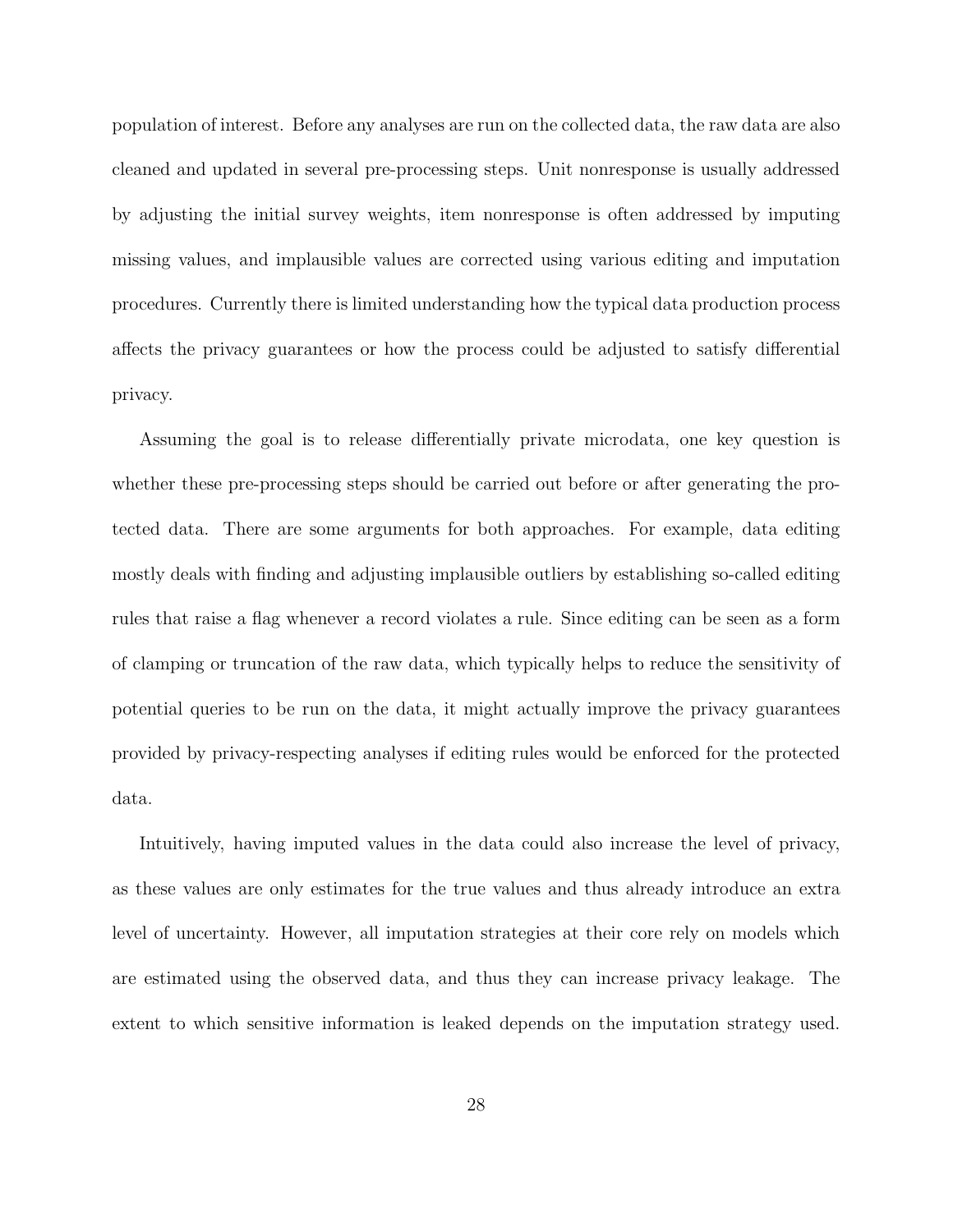population of interest. Before any analyses are run on the collected data, the raw data are also cleaned and updated in several pre-processing steps. Unit nonresponse is usually addressed by adjusting the initial survey weights, item nonresponse is often addressed by imputing missing values, and implausible values are corrected using various editing and imputation procedures. Currently there is limited understanding how the typical data production process affects the privacy guarantees or how the process could be adjusted to satisfy differential privacy.

Assuming the goal is to release differentially private microdata, one key question is whether these pre-processing steps should be carried out before or after generating the protected data. There are some arguments for both approaches. For example, data editing mostly deals with finding and adjusting implausible outliers by establishing so-called editing rules that raise a flag whenever a record violates a rule. Since editing can be seen as a form of clamping or truncation of the raw data, which typically helps to reduce the sensitivity of potential queries to be run on the data, it might actually improve the privacy guarantees provided by privacy-respecting analyses if editing rules would be enforced for the protected data.

Intuitively, having imputed values in the data could also increase the level of privacy, as these values are only estimates for the true values and thus already introduce an extra level of uncertainty. However, all imputation strategies at their core rely on models which are estimated using the observed data, and thus they can increase privacy leakage. The extent to which sensitive information is leaked depends on the imputation strategy used.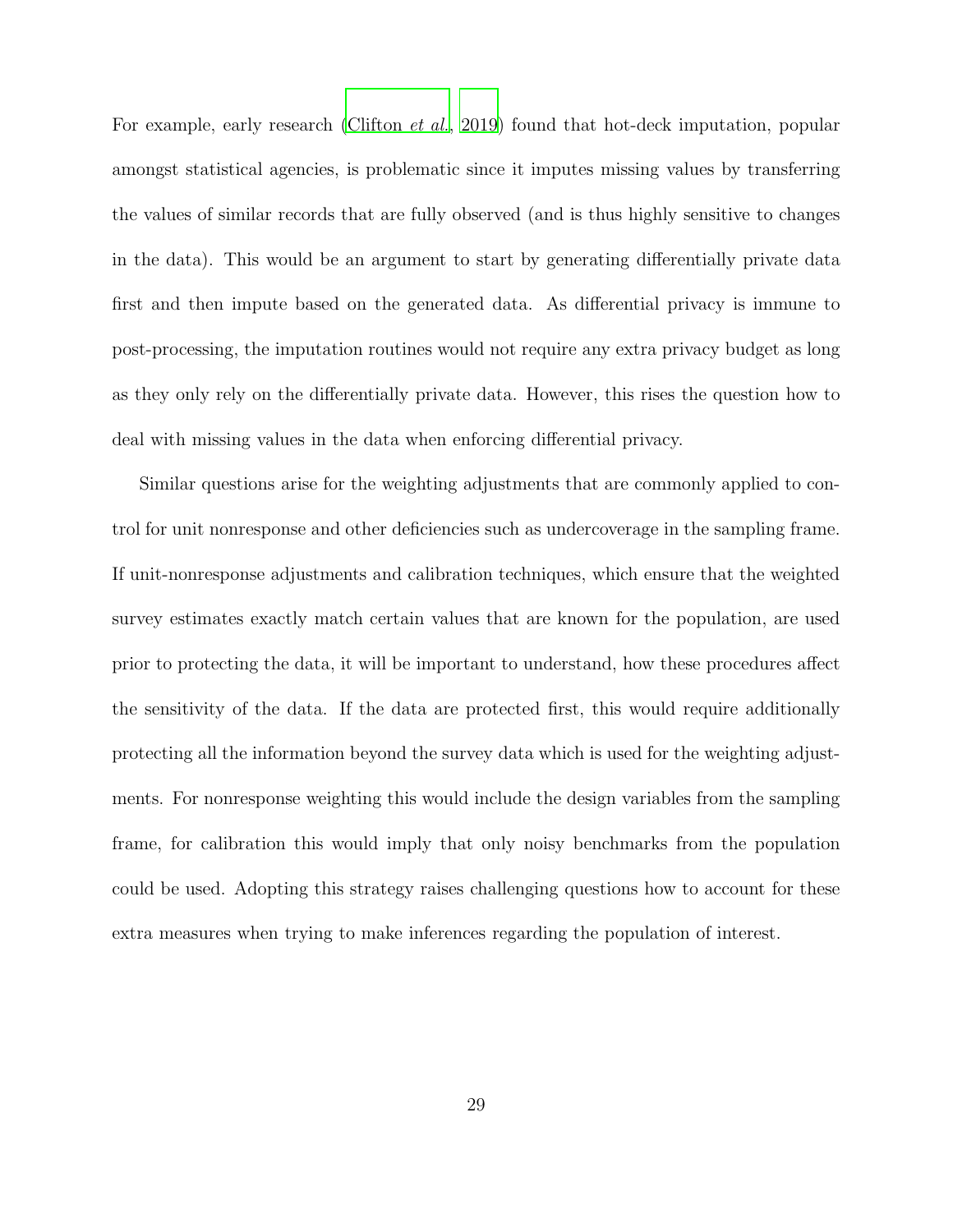For example, early research (Clifton *et al.*, 2019) found that hot-deck imputation, popular amongst statistical agencies, is problematic since it imputes missing values by transferring the values of similar records that are fully observed (and is thus highly sensitive to changes in the data). This would be an argument to start by generating differentially private data first and then impute based on the generated data. As differential privacy is immune to post-processing, the imputation routines would not require any extra privacy budget as long as they only rely on the differentially private data. However, this rises the question how to deal with missing values in the data when enforcing differential privacy.

Similar questions arise for the weighting adjustments that are commonly applied to control for unit nonresponse and other deficiencies such as undercoverage in the sampling frame. If unit-nonresponse adjustments and calibration techniques, which ensure that the weighted survey estimates exactly match certain values that are known for the population, are used prior to protecting the data, it will be important to understand, how these procedures affect the sensitivity of the data. If the data are protected first, this would require additionally protecting all the information beyond the survey data which is used for the weighting adjustments. For nonresponse weighting this would include the design variables from the sampling frame, for calibration this would imply that only noisy benchmarks from the population could be used. Adopting this strategy raises challenging questions how to account for these extra measures when trying to make inferences regarding the population of interest.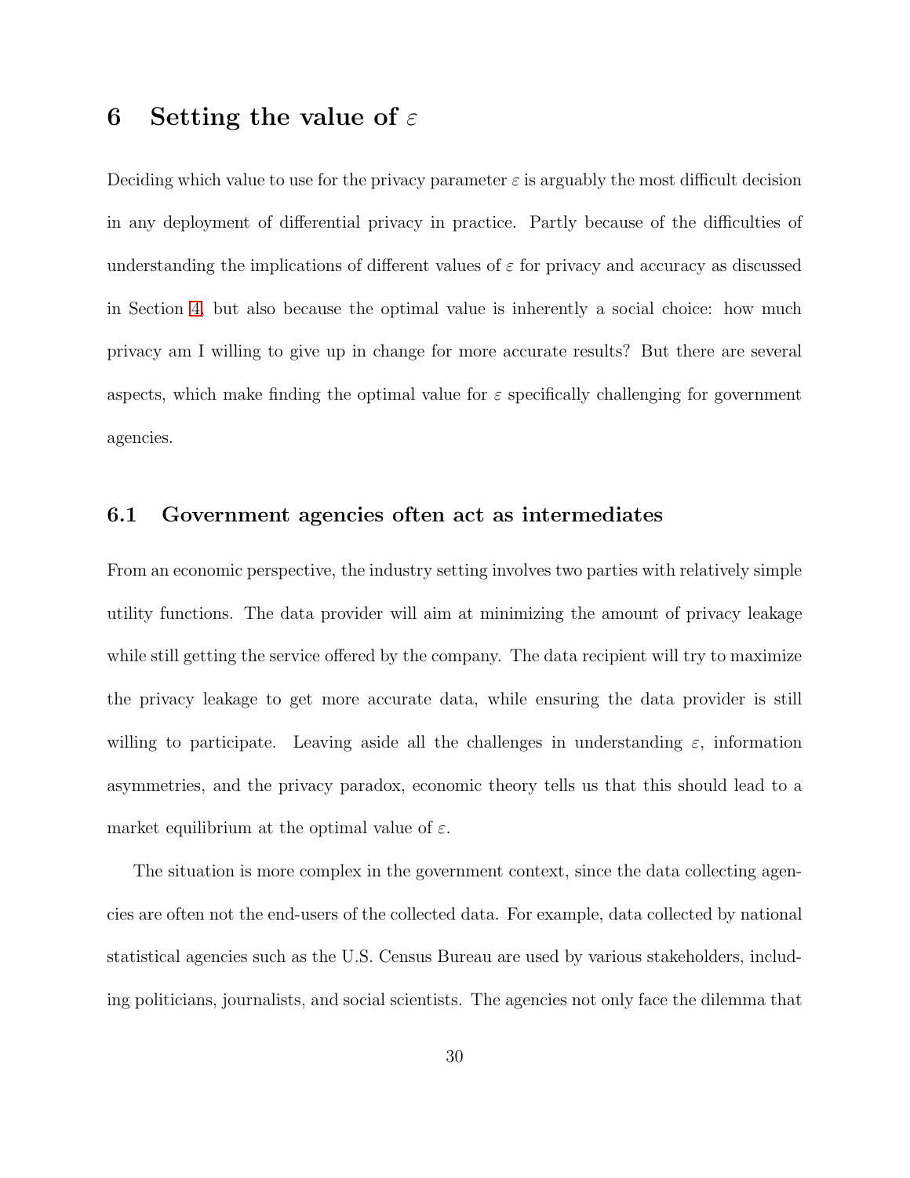# 6 Setting the value of $\varepsilon$

Deciding which value to use for the privacy parameter $\varepsilon$ is arguably the most difficult decision in any deployment of differential privacy in practice. Partly because of the difficulties of understanding the implications of different values of $\varepsilon$ for privacy and accuracy as discussed in Section 4, but also because the optimal value is inherently a social choice: how much privacy am I willing to give up in change for more accurate results? But there are several aspects, which make finding the optimal value for $\varepsilon$ specifically challenging for government agencies.

## 6.1 Government agencies often act as intermediates

From an economic perspective, the industry setting involves two parties with relatively simple utility functions. The data provider will aim at minimizing the amount of privacy leakage while still getting the service offered by the company. The data recipient will try to maximize the privacy leakage to get more accurate data, while ensuring the data provider is still willing to participate. Leaving aside all the challenges in understanding $\varepsilon$, information asymmetries, and the privacy paradox, economic theory tells us that this should lead to a market equilibrium at the optimal value of $\varepsilon$.

The situation is more complex in the government context, since the data collecting agencies are often not the end-users of the collected data. For example, data collected by national statistical agencies such as the U.S. Census Bureau are used by various stakeholders, including politicians, journalists, and social scientists. The agencies not only face the dilemma that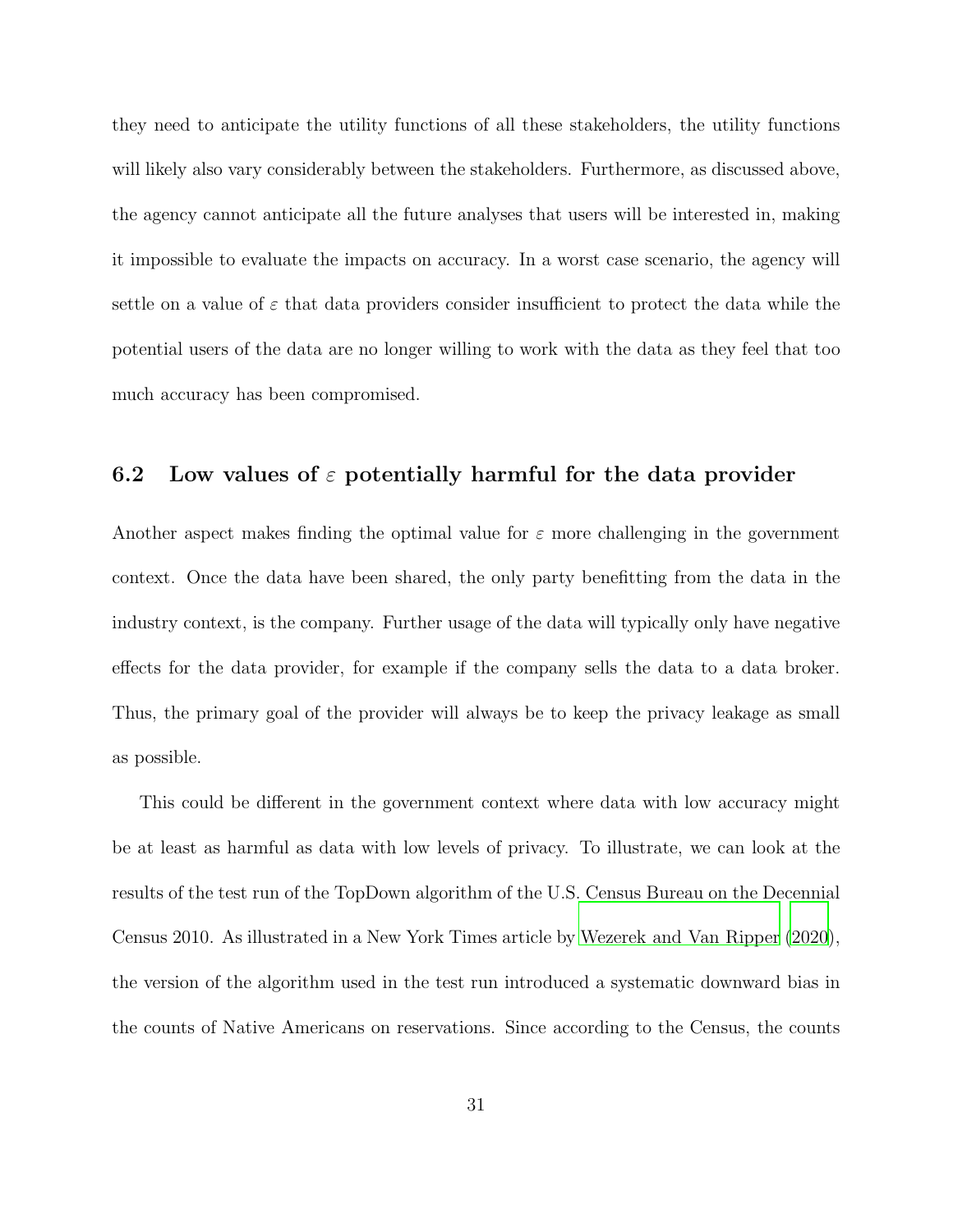they need to anticipate the utility functions of all these stakeholders, the utility functions will likely also vary considerably between the stakeholders. Furthermore, as discussed above, the agency cannot anticipate all the future analyses that users will be interested in, making it impossible to evaluate the impacts on accuracy. In a worst case scenario, the agency will settle on a value of $\varepsilon$ that data providers consider insufficient to protect the data while the potential users of the data are no longer willing to work with the data as they feel that too much accuracy has been compromised.

### 6.2 Low values of $\varepsilon$ potentially harmful for the data provider

Another aspect makes finding the optimal value for $\varepsilon$ more challenging in the government context. Once the data have been shared, the only party benefitting from the data in the industry context, is the company. Further usage of the data will typically only have negative effects for the data provider, for example if the company sells the data to a data broker. Thus, the primary goal of the provider will always be to keep the privacy leakage as small as possible.

This could be different in the government context where data with low accuracy might be at least as harmful as data with low levels of privacy. To illustrate, we can look at the results of the test run of the TopDown algorithm of the U.S. Census Bureau on the Decennial Census 2010. As illustrated in a New York Times article by Wezerek and Van Ripper (2020), the version of the algorithm used in the test run introduced a systematic downward bias in the counts of Native Americans on reservations. Since according to the Census, the counts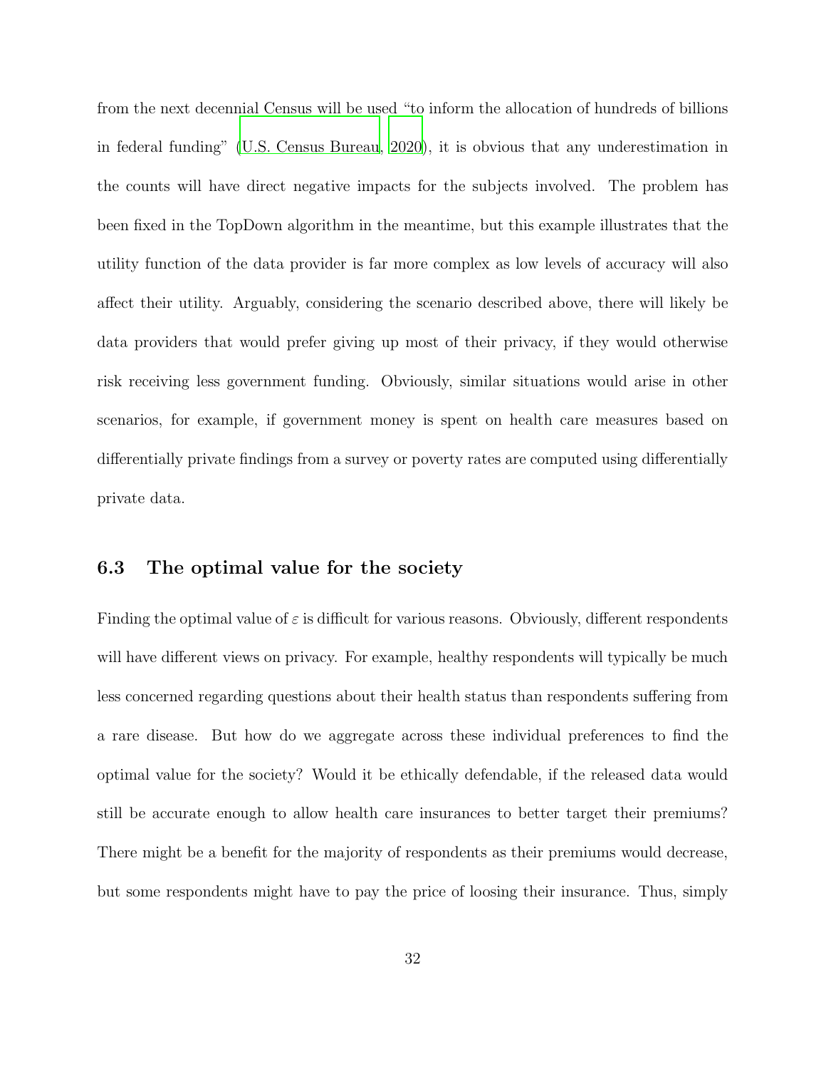from the next decennial Census will be used "to inform the allocation of hundreds of billions in federal funding" (U.S. Census Bureau, 2020), it is obvious that any underestimation in the counts will have direct negative impacts for the subjects involved. The problem has been fixed in the TopDown algorithm in the meantime, but this example illustrates that the utility function of the data provider is far more complex as low levels of accuracy will also affect their utility. Arguably, considering the scenario described above, there will likely be data providers that would prefer giving up most of their privacy, if they would otherwise risk receiving less government funding. Obviously, similar situations would arise in other scenarios, for example, if government money is spent on health care measures based on differentially private findings from a survey or poverty rates are computed using differentially private data.

### 6.3 The optimal value for the society

Finding the optimal value of $\varepsilon$ is difficult for various reasons. Obviously, different respondents will have different views on privacy. For example, healthy respondents will typically be much less concerned regarding questions about their health status than respondents suffering from a rare disease. But how do we aggregate across these individual preferences to find the optimal value for the society? Would it be ethically defendable, if the released data would still be accurate enough to allow health care insurances to better target their premiums? There might be a benefit for the majority of respondents as their premiums would decrease, but some respondents might have to pay the price of loosing their insurance. Thus, simply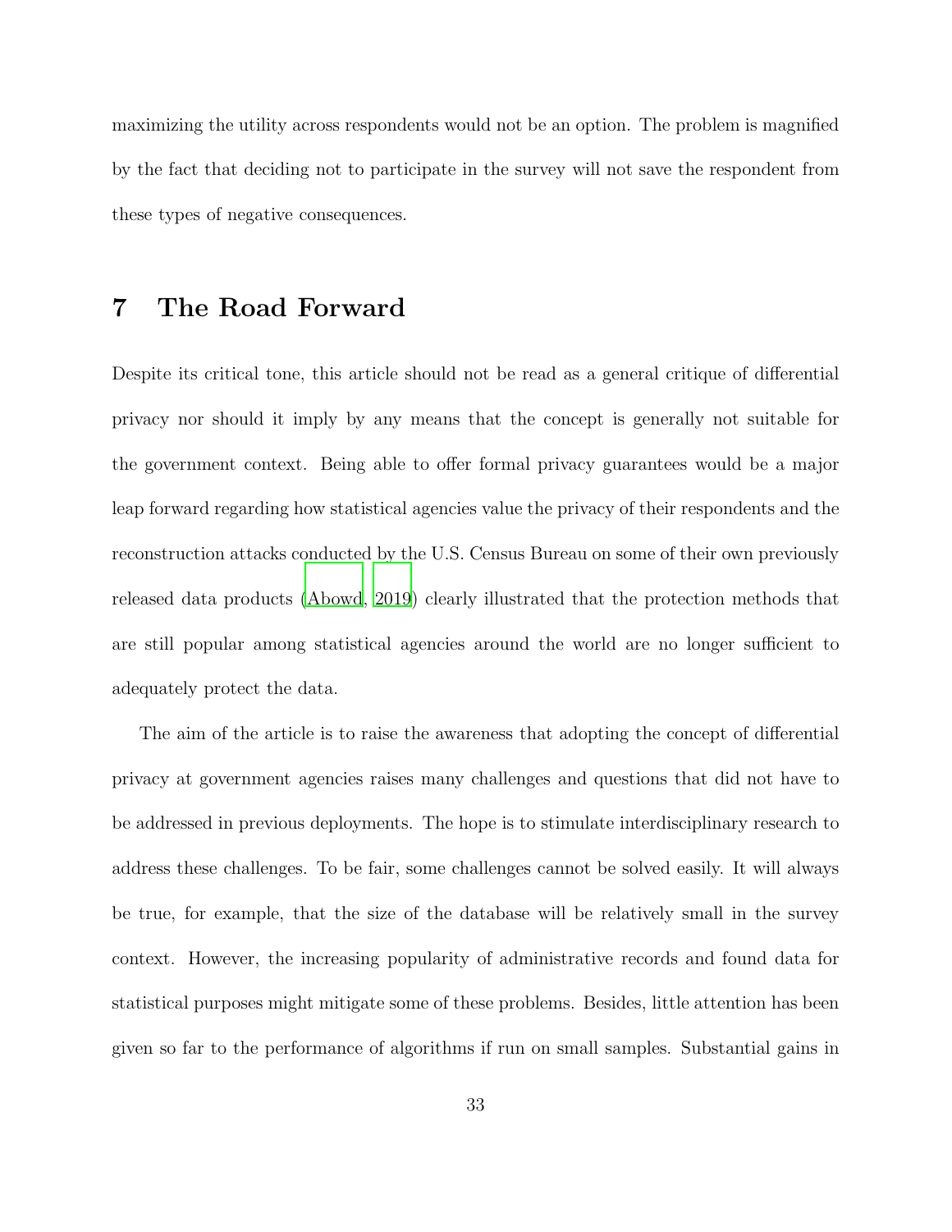maximizing the utility across respondents would not be an option. The problem is magnified by the fact that deciding not to participate in the survey will not save the respondent from these types of negative consequences.

## 7 The Road Forward

Despite its critical tone, this article should not be read as a general critique of differential privacy nor should it imply by any means that the concept is generally not suitable for the government context. Being able to offer formal privacy guarantees would be a major leap forward regarding how statistical agencies value the privacy of their respondents and the reconstruction attacks conducted by the U.S. Census Bureau on some of their own previously released data products (Abowd, 2019) clearly illustrated that the protection methods that are still popular among statistical agencies around the world are no longer sufficient to adequately protect the data.

The aim of the article is to raise the awareness that adopting the concept of differential privacy at government agencies raises many challenges and questions that did not have to be addressed in previous deployments. The hope is to stimulate interdisciplinary research to address these challenges. To be fair, some challenges cannot be solved easily. It will always be true, for example, that the size of the database will be relatively small in the survey context. However, the increasing popularity of administrative records and found data for statistical purposes might mitigate some of these problems. Besides, little attention has been given so far to the performance of algorithms if run on small samples. Substantial gains in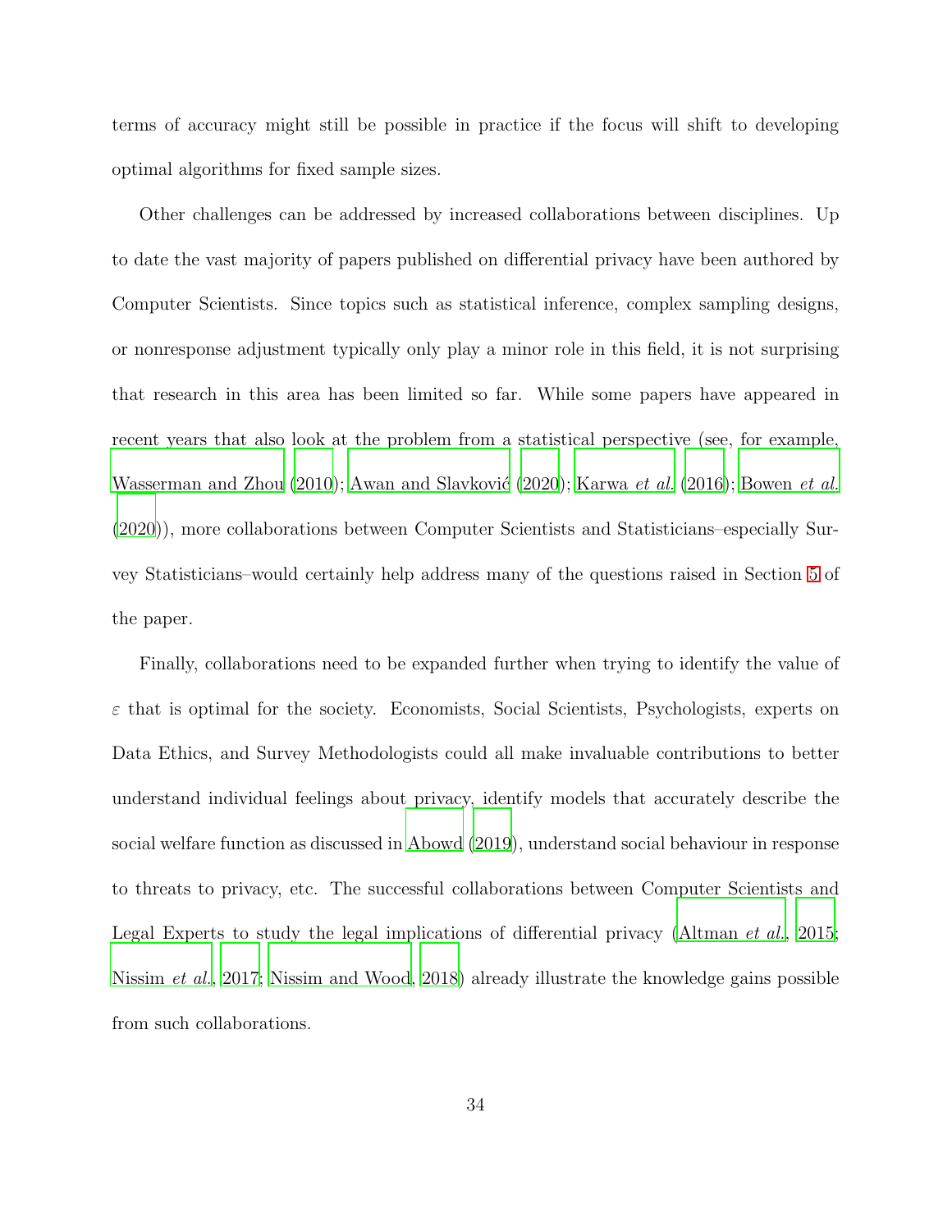terms of accuracy might still be possible in practice if the focus will shift to developing optimal algorithms for fixed sample sizes.

Other challenges can be addressed by increased collaborations between disciplines. Up to date the vast majority of papers published on differential privacy have been authored by Computer Scientists. Since topics such as statistical inference, complex sampling designs, or nonresponse adjustment typically only play a minor role in this field, it is not surprising that research in this area has been limited so far. While some papers have appeared in recent years that also look at the problem from a statistical perspective (see, for example, Wasserman and Zhou (2010); Awan and Slavković (2020); Karwa *et al.* (2016); Bowen *et al.* (2020)), more collaborations between Computer Scientists and Statisticians–especially Survey Statisticians–would certainly help address many of the questions raised in Section 5 of the paper.

Finally, collaborations need to be expanded further when trying to identify the value of $\varepsilon$ that is optimal for the society. Economists, Social Scientists, Psychologists, experts on Data Ethics, and Survey Methodologists could all make invaluable contributions to better understand individual feelings about privacy, identify models that accurately describe the social welfare function as discussed in Abowd (2019), understand social behaviour in response to threats to privacy, etc. The successful collaborations between Computer Scientists and Legal Experts to study the legal implications of differential privacy (Altman *et al.*, 2015; Nissim *et al.*, 2017; Nissim and Wood, 2018) already illustrate the knowledge gains possible from such collaborations.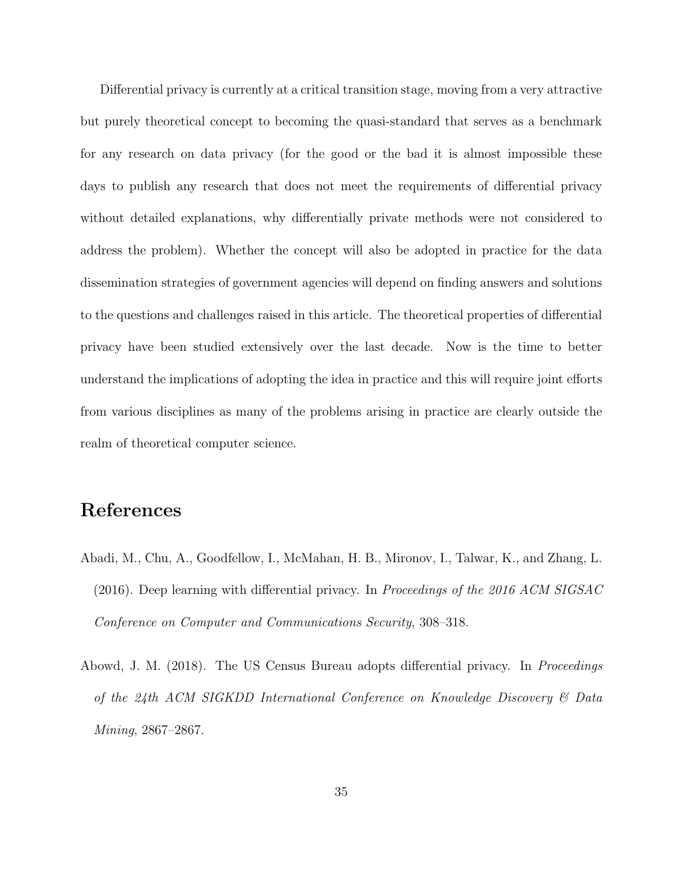Differential privacy is currently at a critical transition stage, moving from a very attractive but purely theoretical concept to becoming the quasi-standard that serves as a benchmark for any research on data privacy (for the good or the bad it is almost impossible these days to publish any research that does not meet the requirements of differential privacy without detailed explanations, why differentially private methods were not considered to address the problem). Whether the concept will also be adopted in practice for the data dissemination strategies of government agencies will depend on finding answers and solutions to the questions and challenges raised in this article. The theoretical properties of differential privacy have been studied extensively over the last decade. Now is the time to better understand the implications of adopting the idea in practice and this will require joint efforts from various disciplines as many of the problems arising in practice are clearly outside the realm of theoretical computer science.

# References

Abadi, M., Chu, A., Goodfellow, I., McMahan, H. B., Mironov, I., Talwar, K., and Zhang, L. (2016). Deep learning with differential privacy. In *Proceedings of the 2016 ACM SIGSAC Conference on Computer and Communications Security*, 308–318.

Abowd, J. M. (2018). The US Census Bureau adopts differential privacy. In *Proceedings of the 24th ACM SIGKDD International Conference on Knowledge Discovery & Data Mining*, 2867–2867.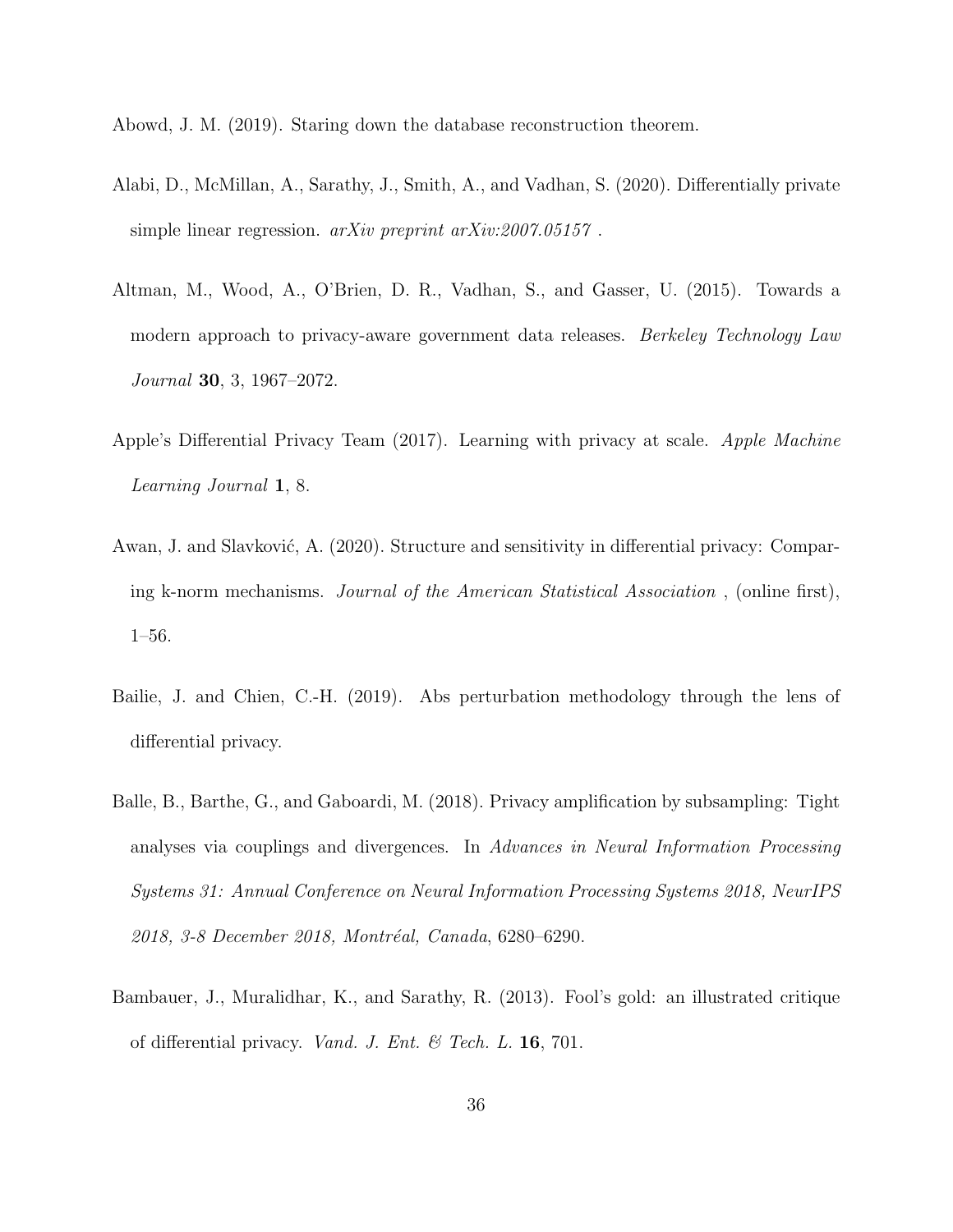Abowd, J. M. (2019). Staring down the database reconstruction theorem.

Alabi, D., McMillan, A., Sarathy, J., Smith, A., and Vadhan, S. (2020). Differentially private simple linear regression. *arXiv preprint arXiv:2007.05157* .

Altman, M., Wood, A., O'Brien, D. R., Vadhan, S., and Gasser, U. (2015). Towards a modern approach to privacy-aware government data releases. *Berkeley Technology Law Journal* **30**, 3, 1967–2072.

Apple's Differential Privacy Team (2017). Learning with privacy at scale. *Apple Machine Learning Journal* **1**, 8.

Awan, J. and Slavković, A. (2020). Structure and sensitivity in differential privacy: Comparing k-norm mechanisms. *Journal of the American Statistical Association* , (online first), 1–56.

Bailie, J. and Chien, C.-H. (2019). Abs perturbation methodology through the lens of differential privacy.

Balle, B., Barthe, G., and Gaboardi, M. (2018). Privacy amplification by subsampling: Tight analyses via couplings and divergences. In *Advances in Neural Information Processing Systems 31: Annual Conference on Neural Information Processing Systems 2018, NeurIPS 2018, 3-8 December 2018, Montréal, Canada*, 6280–6290.

Bambauer, J., Muralidhar, K., and Sarathy, R. (2013). Fool's gold: an illustrated critique of differential privacy. *Vand. J. Ent. & Tech. L.* **16**, 701.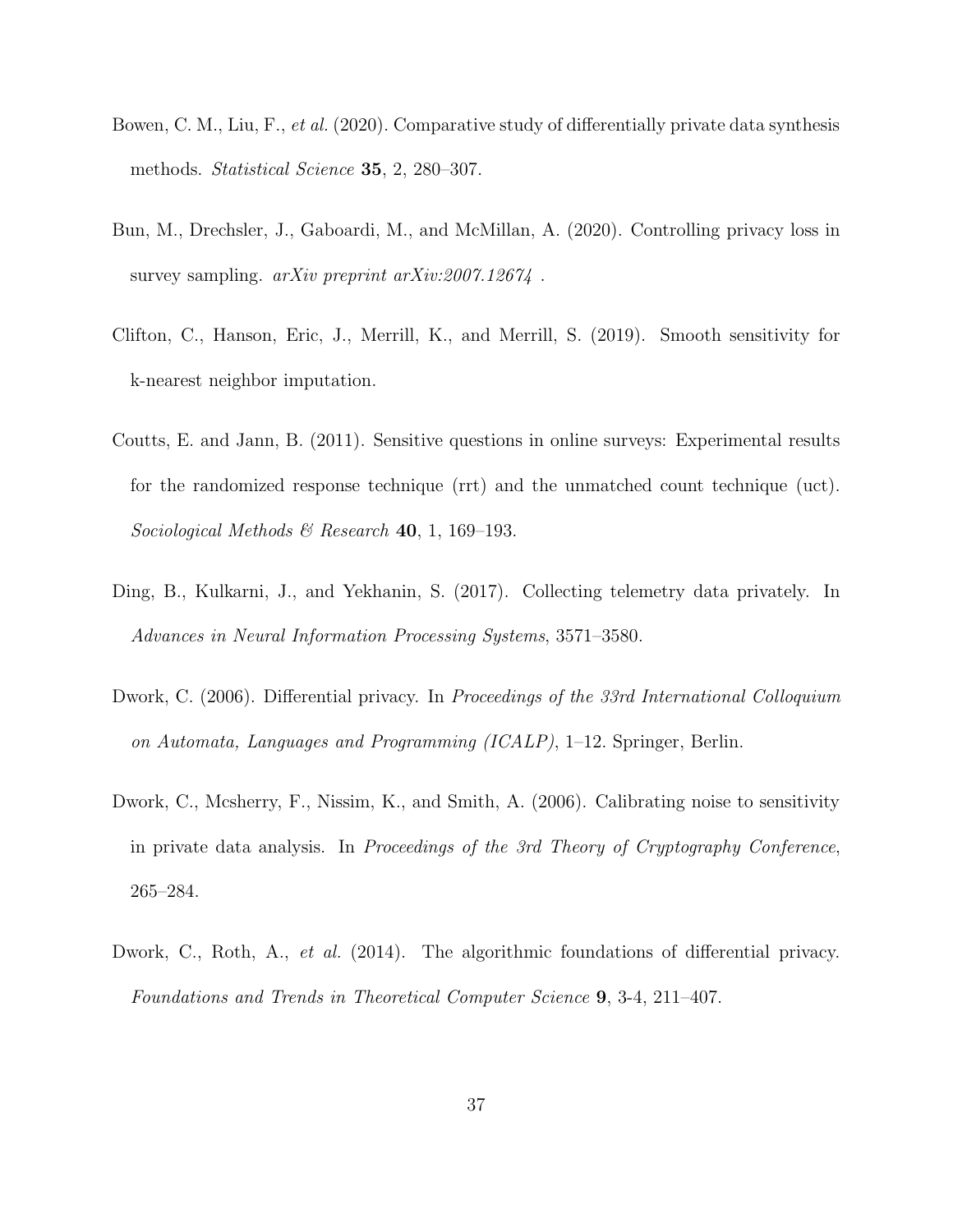Bowen, C. M., Liu, F., *et al.* (2020). Comparative study of differentially private data synthesis methods. *Statistical Science* **35**, 2, 280–307.

Bun, M., Drechsler, J., Gaboardi, M., and McMillan, A. (2020). Controlling privacy loss in survey sampling. *arXiv preprint arXiv:2007.12674* .

Clifton, C., Hanson, Eric, J., Merrill, K., and Merrill, S. (2019). Smooth sensitivity for k-nearest neighbor imputation.

Coutts, E. and Jann, B. (2011). Sensitive questions in online surveys: Experimental results for the randomized response technique (rrt) and the unmatched count technique (uct). *Sociological Methods & Research* **40**, 1, 169–193.

Ding, B., Kulkarni, J., and Yekhanin, S. (2017). Collecting telemetry data privately. In *Advances in Neural Information Processing Systems*, 3571–3580.

Dwork, C. (2006). Differential privacy. In *Proceedings of the 33rd International Colloquium on Automata, Languages and Programming (ICALP)*, 1–12. Springer, Berlin.

Dwork, C., Mcsherry, F., Nissim, K., and Smith, A. (2006). Calibrating noise to sensitivity in private data analysis. In *Proceedings of the 3rd Theory of Cryptography Conference*, 265–284.

Dwork, C., Roth, A., *et al.* (2014). The algorithmic foundations of differential privacy. *Foundations and Trends in Theoretical Computer Science* **9**, 3-4, 211–407.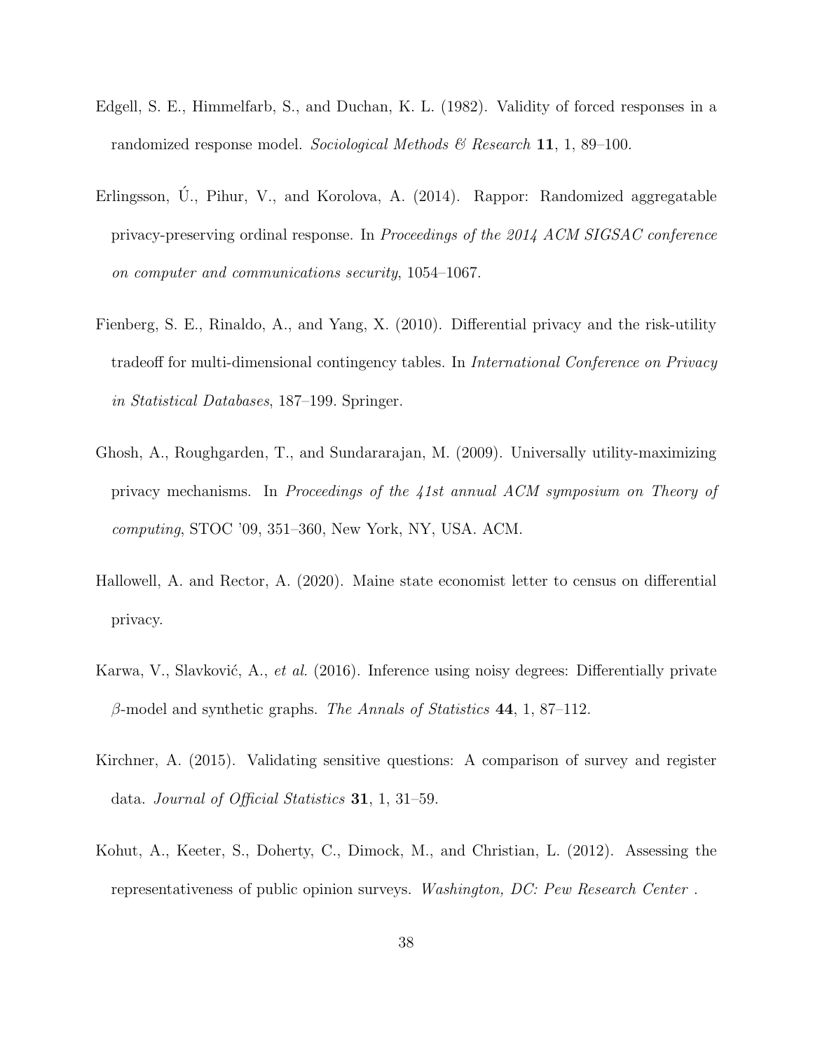Edgell, S. E., Himmelfarb, S., and Duchan, K. L. (1982). Validity of forced responses in a randomized response model. *Sociological Methods & Research* **11**, 1, 89–100.

Erlingsson, Ú., Pihur, V., and Korolova, A. (2014). Rappor: Randomized aggregatable privacy-preserving ordinal response. In *Proceedings of the 2014 ACM SIGSAC conference on computer and communications security*, 1054–1067.

Fienberg, S. E., Rinaldo, A., and Yang, X. (2010). Differential privacy and the risk-utility tradeoff for multi-dimensional contingency tables. In *International Conference on Privacy in Statistical Databases*, 187–199. Springer.

Ghosh, A., Roughgarden, T., and Sundararajan, M. (2009). Universally utility-maximizing privacy mechanisms. In *Proceedings of the 41st annual ACM symposium on Theory of computing*, STOC '09, 351–360, New York, NY, USA. ACM.

Hallowell, A. and Rector, A. (2020). Maine state economist letter to census on differential privacy.

Karwa, V., Slavković, A., *et al.* (2016). Inference using noisy degrees: Differentially private $\beta$-model and synthetic graphs. *The Annals of Statistics* **44**, 1, 87–112.

Kirchner, A. (2015). Validating sensitive questions: A comparison of survey and register data. *Journal of Official Statistics* **31**, 1, 31–59.

Kohut, A., Keeter, S., Doherty, C., Dimock, M., and Christian, L. (2012). Assessing the representativeness of public opinion surveys. *Washington, DC: Pew Research Center* .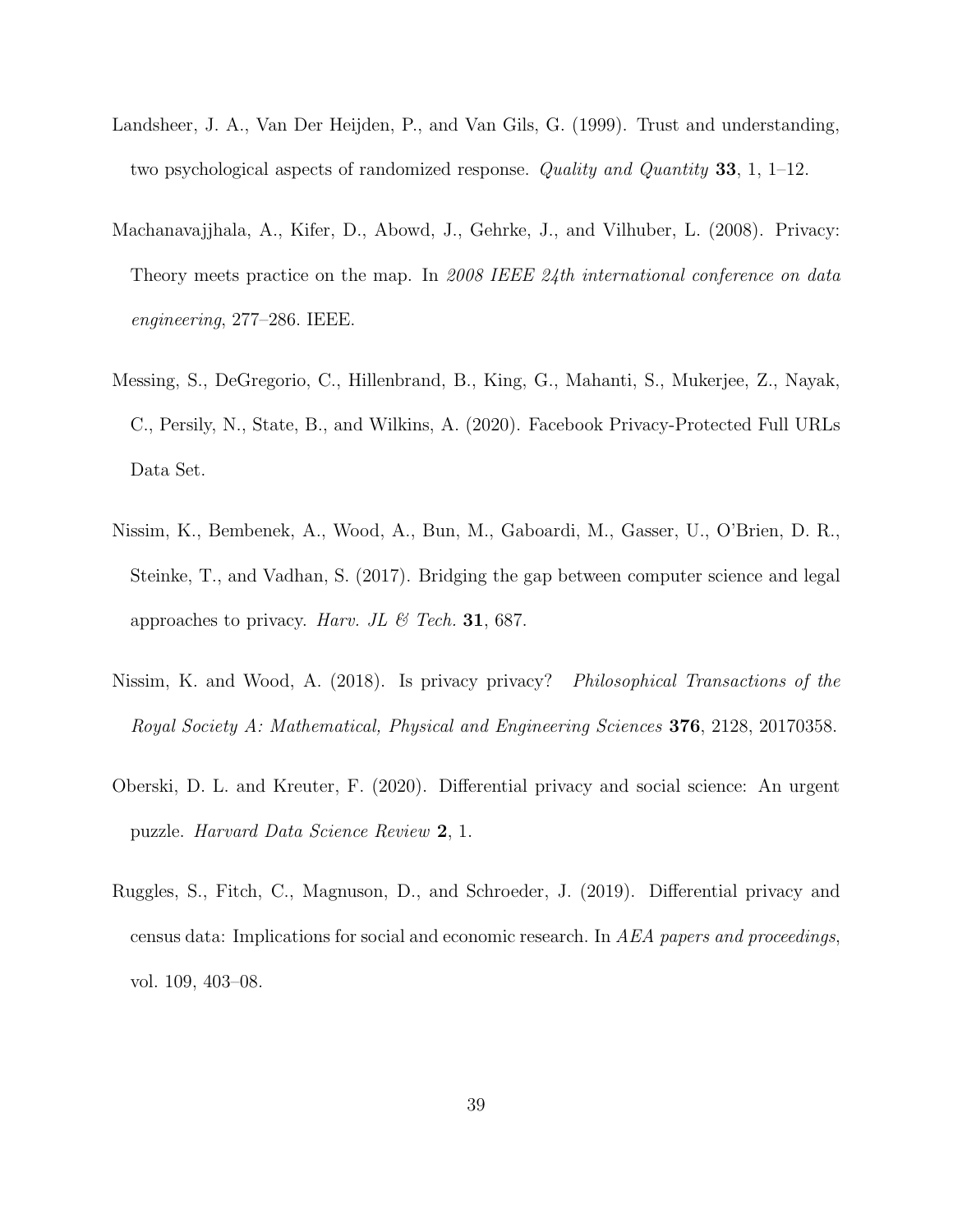Landsheer, J. A., Van Der Heijden, P., and Van Gils, G. (1999). Trust and understanding, two psychological aspects of randomized response. *Quality and Quantity* **33**, 1, 1–12.

Machanavajjhala, A., Kifer, D., Abowd, J., Gehrke, J., and Vilhuber, L. (2008). Privacy: Theory meets practice on the map. In *2008 IEEE 24th international conference on data engineering*, 277–286. IEEE.

Messing, S., DeGregorio, C., Hillenbrand, B., King, G., Mahanti, S., Mukerjee, Z., Nayak, C., Persily, N., State, B., and Wilkins, A. (2020). Facebook Privacy-Protected Full URLs Data Set.

Nissim, K., Bembenek, A., Wood, A., Bun, M., Gaboardi, M., Gasser, U., O'Brien, D. R., Steinke, T., and Vadhan, S. (2017). Bridging the gap between computer science and legal approaches to privacy. *Harv. JL & Tech.* **31**, 687.

Nissim, K. and Wood, A. (2018). Is privacy privacy? *Philosophical Transactions of the Royal Society A: Mathematical, Physical and Engineering Sciences* **376**, 2128, 20170358.

Oberski, D. L. and Kreuter, F. (2020). Differential privacy and social science: An urgent puzzle. *Harvard Data Science Review* **2**, 1.

Ruggles, S., Fitch, C., Magnuson, D., and Schroeder, J. (2019). Differential privacy and census data: Implications for social and economic research. In *AEA papers and proceedings*, vol. 109, 403–08.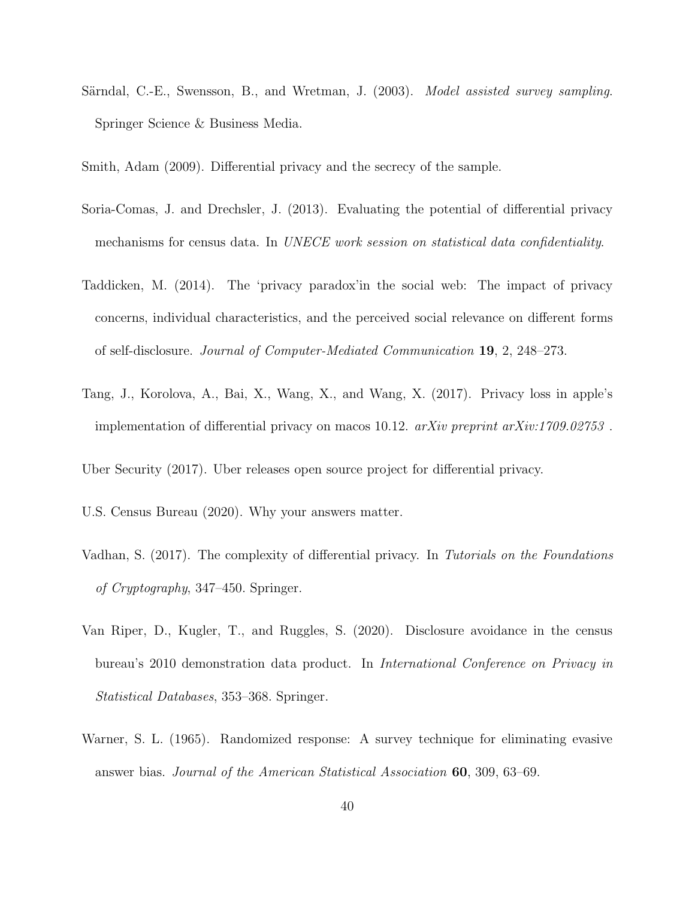Särndal, C.-E., Swensson, B., and Wretman, J. (2003). *Model assisted survey sampling*. Springer Science & Business Media.

Smith, Adam (2009). Differential privacy and the secrecy of the sample.

Soria-Comas, J. and Drechsler, J. (2013). Evaluating the potential of differential privacy mechanisms for census data. In *UNECE work session on statistical data confidentiality*.

Taddicken, M. (2014). The 'privacy paradox'in the social web: The impact of privacy concerns, individual characteristics, and the perceived social relevance on different forms of self-disclosure. *Journal of Computer-Mediated Communication* **19**, 2, 248–273.

Tang, J., Korolova, A., Bai, X., Wang, X., and Wang, X. (2017). Privacy loss in apple's implementation of differential privacy on macos 10.12. *arXiv preprint arXiv:1709.02753* .

Uber Security (2017). Uber releases open source project for differential privacy.

U.S. Census Bureau (2020). Why your answers matter.

Vadhan, S. (2017). The complexity of differential privacy. In *Tutorials on the Foundations of Cryptography*, 347–450. Springer.

Van Riper, D., Kugler, T., and Ruggles, S. (2020). Disclosure avoidance in the census bureau's 2010 demonstration data product. In *International Conference on Privacy in Statistical Databases*, 353–368. Springer.

Warner, S. L. (1965). Randomized response: A survey technique for eliminating evasive answer bias. *Journal of the American Statistical Association* **60**, 309, 63–69.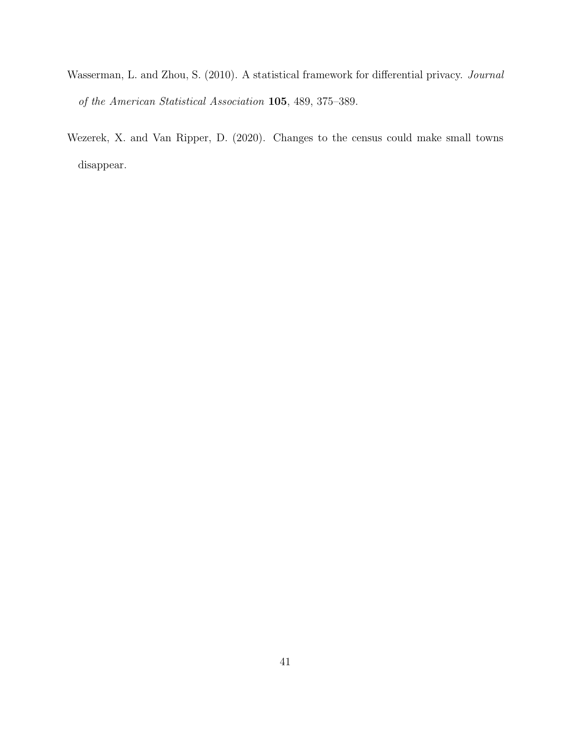Wasserman, L. and Zhou, S. (2010). A statistical framework for differential privacy. *Journal of the American Statistical Association* **105**, 489, 375–389.

Wezerek, X. and Van Ripper, D. (2020). Changes to the census could make small towns disappear.